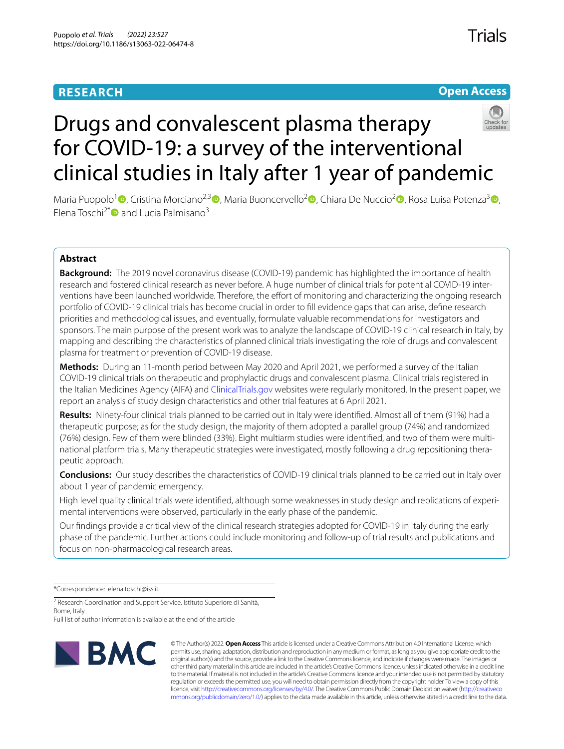RESEARCH

Open Access

# Drugs and convalescent plasma therapy for COVID-19: a survey of the interventional clinical studies in Italy after 1 year of pandemic

Maria Puopolo[1], Cristina Morciano[2,3], Maria Buoncervello[2], Chiara De Nuccio[2], Rosa Luisa Potenza[3], Elena Toschi[2*] and Lucia Palmisano[3]

## Abstract

**Background:** The 2019 novel coronavirus disease (COVID-19) pandemic has highlighted the importance of health research and fostered clinical research as never before. A huge number of clinical trials for potential COVID-19 interventions have been launched worldwide. Therefore, the effort of monitoring and characterizing the ongoing research portfolio of COVID-19 clinical trials has become crucial in order to fill evidence gaps that can arise, define research priorities and methodological issues, and eventually, formulate valuable recommendations for investigators and sponsors. The main purpose of the present work was to analyze the landscape of COVID-19 clinical research in Italy, by mapping and describing the characteristics of planned clinical trials investigating the role of drugs and convalescent plasma for treatment or prevention of COVID-19 disease.

**Methods:** During an 11-month period between May 2020 and April 2021, we performed a survey of the Italian COVID-19 clinical trials on therapeutic and prophylactic drugs and convalescent plasma. Clinical trials registered in the Italian Medicines Agency (AIFA) and ClinicalTrials.gov websites were regularly monitored. In the present paper, we report an analysis of study design characteristics and other trial features at 6 April 2021.

**Results:** Ninety-four clinical trials planned to be carried out in Italy were identified. Almost all of them (91%) had a therapeutic purpose; as for the study design, the majority of them adopted a parallel group (74%) and randomized (76%) design. Few of them were blinded (33%). Eight multiarm studies were identified, and two of them were multinational platform trials. Many therapeutic strategies were investigated, mostly following a drug repositioning therapeutic approach.

**Conclusions:** Our study describes the characteristics of COVID-19 clinical trials planned to be carried out in Italy over about 1 year of pandemic emergency.

High level quality clinical trials were identified, although some weaknesses in study design and replications of experimental interventions were observed, particularly in the early phase of the pandemic.

Our findings provide a critical view of the clinical research strategies adopted for COVID-19 in Italy during the early phase of the pandemic. Further actions could include monitoring and follow-up of trial results and publications and focus on non-pharmacological research areas.

*Correspondence: elena.toschi@iss.it

[2] Research Coordination and Support Service, Istituto Superiore di Sanità, Rome, Italy

Full list of author information is available at the end of the article

© The Author(s) 2022. **Open Access** This article is licensed under a Creative Commons Attribution 4.0 International License, which permits use, sharing, adaptation, distribution and reproduction in any medium or format, as long as you give appropriate credit to the original author(s) and the source, provide a link to the Creative Commons licence, and indicate if changes were made. The images or other third party material in this article are included in the article's Creative Commons licence, unless indicated otherwise in a credit line to the material. If material is not included in the article's Creative Commons licence and your intended use is not permitted by statutory regulation or exceeds the permitted use, you will need to obtain permission directly from the copyright holder. To view a copy of this licence, visit http://creativecommons.org/licenses/by/4.0/. The Creative Commons Public Domain Dedication waiver (http://creativecommons.org/publicdomain/zero/1.0/) applies to the data made available in this article, unless otherwise stated in a credit line to the data.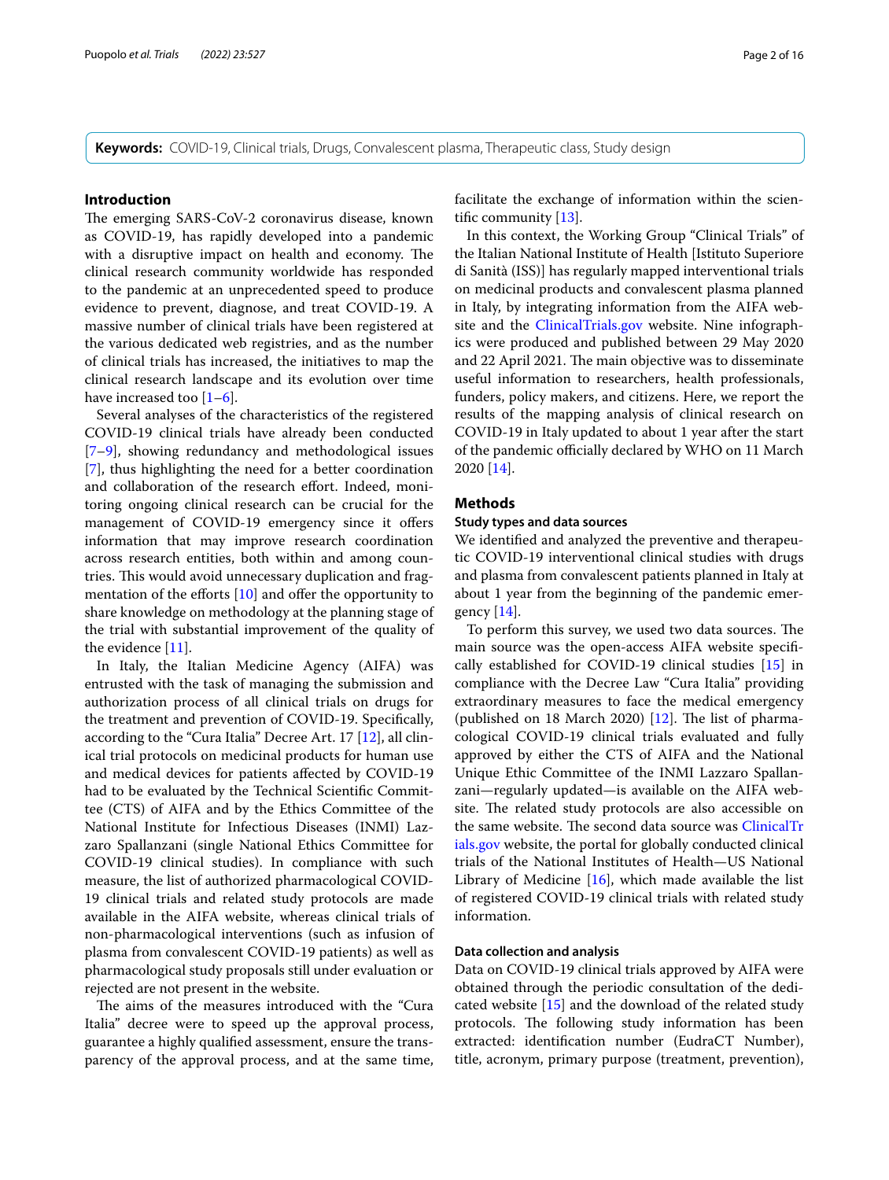**Keywords:** COVID-19, Clinical trials, Drugs, Convalescent plasma, Therapeutic class, Study design

## Introduction

The emerging SARS-CoV-2 coronavirus disease, known as COVID-19, has rapidly developed into a pandemic with a disruptive impact on health and economy. The clinical research community worldwide has responded to the pandemic at an unprecedented speed to produce evidence to prevent, diagnose, and treat COVID-19. A massive number of clinical trials have been registered at the various dedicated web registries, and as the number of clinical trials has increased, the initiatives to map the clinical research landscape and its evolution over time have increased too [1–6].

Several analyses of the characteristics of the registered COVID-19 clinical trials have already been conducted [7–9], showing redundancy and methodological issues [7], thus highlighting the need for a better coordination and collaboration of the research effort. Indeed, monitoring ongoing clinical research can be crucial for the management of COVID-19 emergency since it offers information that may improve research coordination across research entities, both within and among countries. This would avoid unnecessary duplication and fragmentation of the efforts [10] and offer the opportunity to share knowledge on methodology at the planning stage of the trial with substantial improvement of the quality of the evidence [11].

In Italy, the Italian Medicine Agency (AIFA) was entrusted with the task of managing the submission and authorization process of all clinical trials on drugs for the treatment and prevention of COVID-19. Specifically, according to the "Cura Italia" Decree Art. 17 [12], all clinical trial protocols on medicinal products for human use and medical devices for patients affected by COVID-19 had to be evaluated by the Technical Scientific Committee (CTS) of AIFA and by the Ethics Committee of the National Institute for Infectious Diseases (INMI) Lazzaro Spallanzani (single National Ethics Committee for COVID-19 clinical studies). In compliance with such measure, the list of authorized pharmacological COVID-19 clinical trials and related study protocols are made available in the AIFA website, whereas clinical trials of non-pharmacological interventions (such as infusion of plasma from convalescent COVID-19 patients) as well as pharmacological study proposals still under evaluation or rejected are not present in the website.

The aims of the measures introduced with the "Cura Italia" decree were to speed up the approval process, guarantee a highly qualified assessment, ensure the transparency of the approval process, and at the same time, facilitate the exchange of information within the scientific community [13].

In this context, the Working Group "Clinical Trials" of the Italian National Institute of Health [Istituto Superiore di Sanità (ISS)] has regularly mapped interventional trials on medicinal products and convalescent plasma planned in Italy, by integrating information from the AIFA website and the ClinicalTrials.gov website. Nine infographics were produced and published between 29 May 2020 and 22 April 2021. The main objective was to disseminate useful information to researchers, health professionals, funders, policy makers, and citizens. Here, we report the results of the mapping analysis of clinical research on COVID-19 in Italy updated to about 1 year after the start of the pandemic officially declared by WHO on 11 March 2020 [14].

## Methods

### Study types and data sources

We identified and analyzed the preventive and therapeutic COVID-19 interventional clinical studies with drugs and plasma from convalescent patients planned in Italy at about 1 year from the beginning of the pandemic emergency [14].

To perform this survey, we used two data sources. The main source was the open-access AIFA website specifically established for COVID-19 clinical studies [15] in compliance with the Decree Law "Cura Italia" providing extraordinary measures to face the medical emergency (published on 18 March 2020) [12]. The list of pharmacological COVID-19 clinical trials evaluated and fully approved by either the CTS of AIFA and the National Unique Ethic Committee of the INMI Lazzaro Spallanzani—regularly updated—is available on the AIFA website. The related study protocols are also accessible on the same website. The second data source was ClinicalTrials.gov website, the portal for globally conducted clinical trials of the National Institutes of Health—US National Library of Medicine [16], which made available the list of registered COVID-19 clinical trials with related study information.

### Data collection and analysis

Data on COVID-19 clinical trials approved by AIFA were obtained through the periodic consultation of the dedicated website [15] and the download of the related study protocols. The following study information has been extracted: identification number (EudraCT Number), title, acronym, primary purpose (treatment, prevention),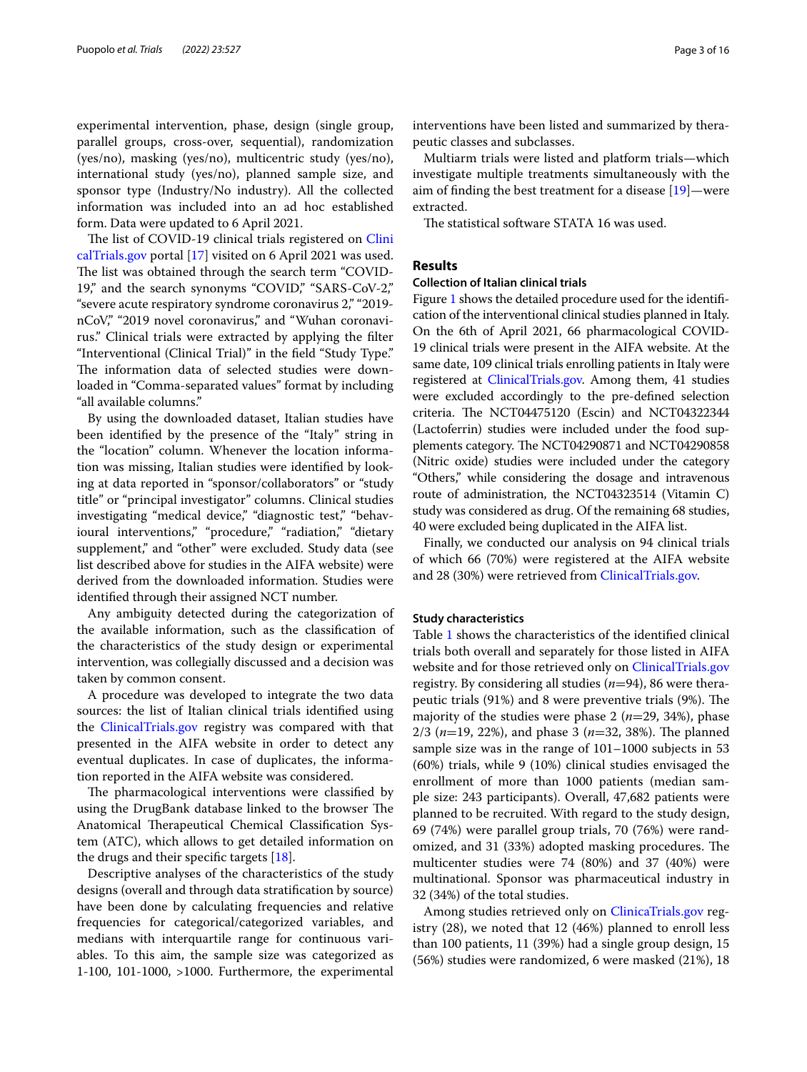experimental intervention, phase, design (single group, parallel groups, cross-over, sequential), randomization (yes/no), masking (yes/no), multicentric study (yes/no), international study (yes/no), planned sample size, and sponsor type (Industry/No industry). All the collected information was included into an ad hoc established form. Data were updated to 6 April 2021.

The list of COVID-19 clinical trials registered on ClinicalTrials.gov portal [17] visited on 6 April 2021 was used. The list was obtained through the search term "COVID-19," and the search synonyms "COVID," "SARS-CoV-2," "severe acute respiratory syndrome coronavirus 2," "2019-nCoV," "2019 novel coronavirus," and "Wuhan coronavirus." Clinical trials were extracted by applying the filter "Interventional (Clinical Trial)" in the field "Study Type." The information data of selected studies were downloaded in "Comma-separated values" format by including "all available columns."

By using the downloaded dataset, Italian studies have been identified by the presence of the "Italy" string in the "location" column. Whenever the location information was missing, Italian studies were identified by looking at data reported in "sponsor/collaborators" or "study title" or "principal investigator" columns. Clinical studies investigating "medical device," "diagnostic test," "behavioural interventions," "procedure," "radiation," "dietary supplement," and "other" were excluded. Study data (see list described above for studies in the AIFA website) were derived from the downloaded information. Studies were identified through their assigned NCT number.

Any ambiguity detected during the categorization of the available information, such as the classification of the characteristics of the study design or experimental intervention, was collegially discussed and a decision was taken by common consent.

A procedure was developed to integrate the two data sources: the list of Italian clinical trials identified using the ClinicalTrials.gov registry was compared with that presented in the AIFA website in order to detect any eventual duplicates. In case of duplicates, the information reported in the AIFA website was considered.

The pharmacological interventions were classified by using the DrugBank database linked to the browser The Anatomical Therapeutical Chemical Classification System (ATC), which allows to get detailed information on the drugs and their specific targets [18].

Descriptive analyses of the characteristics of the study designs (overall and through data stratification by source) have been done by calculating frequencies and relative frequencies for categorical/categorized variables, and medians with interquartile range for continuous variables. To this aim, the sample size was categorized as 1-100, 101-1000, >1000. Furthermore, the experimental interventions have been listed and summarized by therapeutic classes and subclasses.

Multiarm trials were listed and platform trials—which investigate multiple treatments simultaneously with the aim of finding the best treatment for a disease [19]—were extracted.

The statistical software STATA 16 was used.

## Results

### Collection of Italian clinical trials

Figure 1 shows the detailed procedure used for the identification of the interventional clinical studies planned in Italy. On the 6th of April 2021, 66 pharmacological COVID-19 clinical trials were present in the AIFA website. At the same date, 109 clinical trials enrolling patients in Italy were registered at ClinicalTrials.gov. Among them, 41 studies were excluded accordingly to the pre-defined selection criteria. The NCT04475120 (Escin) and NCT04322344 (Lactoferrin) studies were included under the food supplements category. The NCT04290871 and NCT04290858 (Nitric oxide) studies were included under the category "Others," while considering the dosage and intravenous route of administration, the NCT04323514 (Vitamin C) study was considered as drug. Of the remaining 68 studies, 40 were excluded being duplicated in the AIFA list.

Finally, we conducted our analysis on 94 clinical trials of which 66 (70%) were registered at the AIFA website and 28 (30%) were retrieved from ClinicalTrials.gov.

### Study characteristics

Table 1 shows the characteristics of the identified clinical trials both overall and separately for those listed in AIFA website and for those retrieved only on ClinicalTrials.gov registry. By considering all studies ($n$=94), 86 were therapeutic trials (91%) and 8 were preventive trials (9%). The majority of the studies were phase 2 ($n$=29, 34%), phase 2/3 ($n$=19, 22%), and phase 3 ($n$=32, 38%). The planned sample size was in the range of 101–1000 subjects in 53 (60%) trials, while 9 (10%) clinical studies envisaged the enrollment of more than 1000 patients (median sample size: 243 participants). Overall, 47,682 patients were planned to be recruited. With regard to the study design, 69 (74%) were parallel group trials, 70 (76%) were randomized, and 31 (33%) adopted masking procedures. The multicenter studies were 74 (80%) and 37 (40%) were multinational. Sponsor was pharmaceutical industry in 32 (34%) of the total studies.

Among studies retrieved only on ClinicaTrials.gov registry (28), we noted that 12 (46%) planned to enroll less than 100 patients, 11 (39%) had a single group design, 15 (56%) studies were randomized, 6 were masked (21%), 18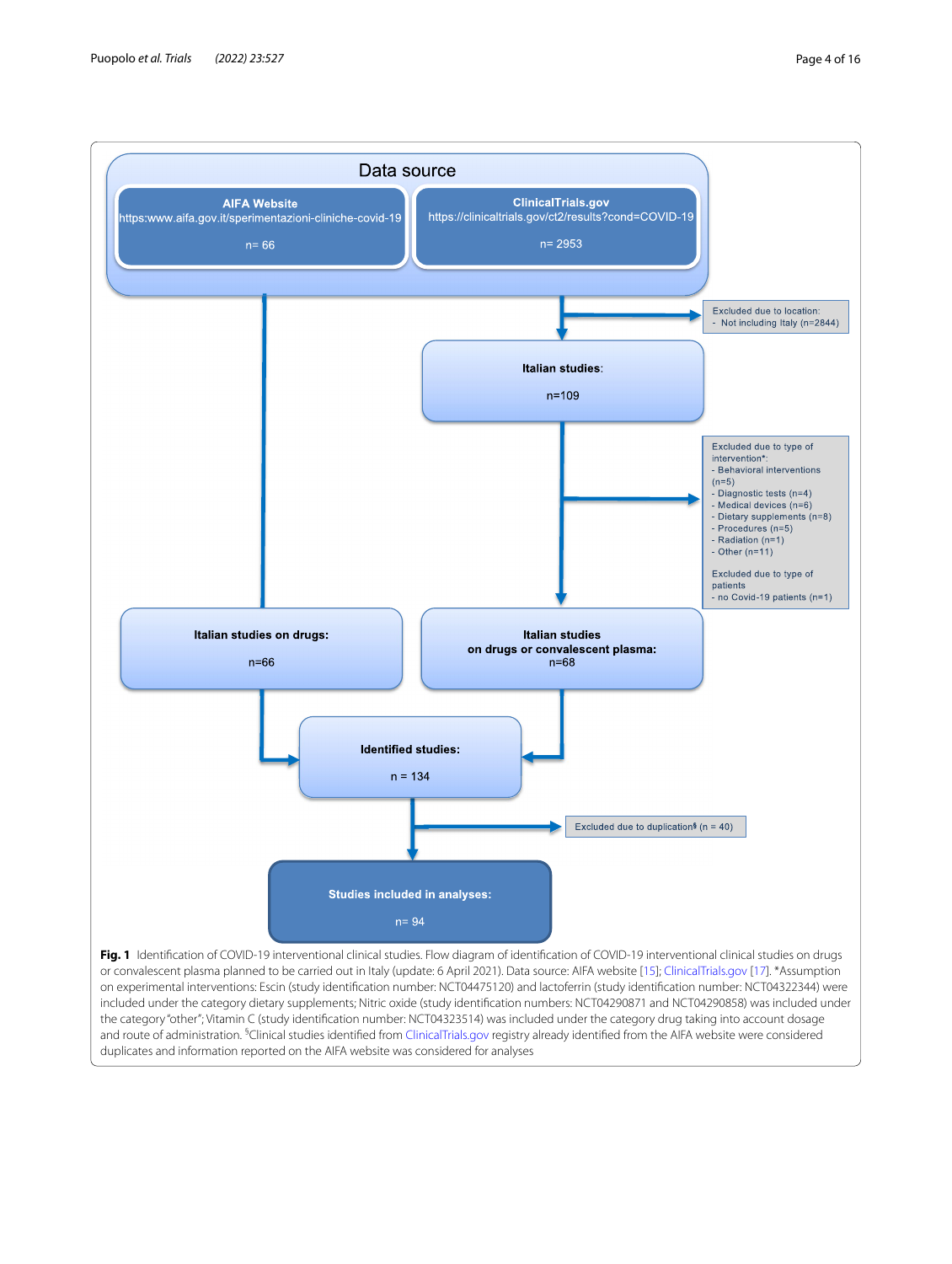Data source

**AIFA Website**
https:www.aifa.gov.it/sperimentazioni-cliniche-covid-19

n= 66

**ClinicalTrials.gov**
https://clinicaltrials.gov/ct2/results?cond=COVID-19

n= 2953

Excluded due to location:
- Not including Italy (n=2844)

**Italian studies**:

n=109

Excluded due to type of intervention*:
- Behavioral interventions (n=5)
- Diagnostic tests (n=4)
- Medical devices (n=6)
- Dietary supplements (n=8)
- Procedures (n=5)
- Radiation (n=1)
- Other (n=11)

Excluded due to type of patients
- no Covid-19 patients (n=1)

**Italian studies on drugs:**

n=66

**Italian studies on drugs or convalescent plasma:**
n=68

**Identified studies:**

n = 134

Excluded due to duplication§ (n = 40)

**Studies included in analyses:**

n= 94

**Fig. 1** Identification of COVID-19 interventional clinical studies. Flow diagram of identification of COVID-19 interventional clinical studies on drugs or convalescent plasma planned to be carried out in Italy (update: 6 April 2021). Data source: AIFA website [15]; ClinicalTrials.gov [17]. *Assumption on experimental interventions: Escin (study identification number: NCT04475120) and lactoferrin (study identification number: NCT04322344) were included under the category dietary supplements; Nitric oxide (study identification numbers: NCT04290871 and NCT04290858) was included under the category "other"; Vitamin C (study identification number: NCT04323514) was included under the category drug taking into account some dosage and route of administration. §Clinical studies identified from ClinicalTrials.gov registry already identified from the AIFA website were considered duplicates and information reported on the AIFA website was considered for analyses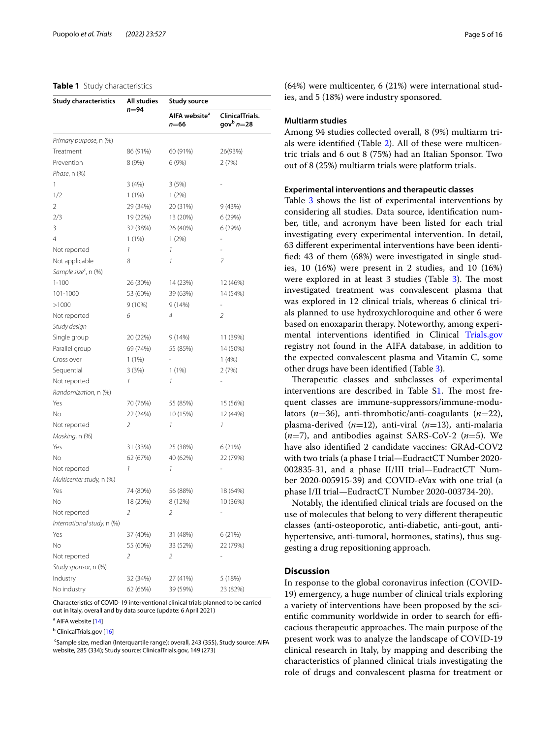**Table 1** Study characteristics

| Study characteristics | All studies $n$=94 | Study source | |
|---|---|---|---|
| | | AIFA website[a] $n$=66 | ClinicalTrials.gov[b] $n$=28 |
| *Primary purpose*, n (%) | | | |
| Treatment | 86 (91%) | 60 (91%) | 26(93%) |
| Prevention | 8 (9%) | 6 (9%) | 2 (7%) |
| *Phase*, n (%) | | | |
| 1 | 3 (4%) | 3 (5%) | - |
| 1/2 | 1 (1%) | 1 (2%) | |
| 2 | 29 (34%) | 20 (31%) | 9 (43%) |
| 2/3 | 19 (22%) | 13 (20%) | 6 (29%) |
| 3 | 32 (38%) | 26 (40%) | 6 (29%) |
| 4 | 1 (1%) | 1 (2%) | - |
| Not reported | *1* | *1* | - |
| Not applicable | *8* | *1* | *7* |
| *Sample size*[c], n (%) | | | |
| 1-100 | 26 (30%) | 14 (23%) | 12 (46%) |
| 101-1000 | 53 (60%) | 39 (63%) | 14 (54%) |
| >1000 | 9 (10%) | 9 (14%) | - |
| Not reported | *6* | *4* | *2* |
| *Study design* | | | |
| Single group | 20 (22%) | 9 (14%) | 11 (39%) |
| Parallel group | 69 (74%) | 55 (85%) | 14 (50%) |
| Cross over | 1 (1%) | - | 1 (4%) |
| Sequential | 3 (3%) | 1 (1%) | 2 (7%) |
| Not reported | *1* | *1* | - |
| *Randomization*, n (%) | | | |
| Yes | 70 (76%) | 55 (85%) | 15 (56%) |
| No | 22 (24%) | 10 (15%) | 12 (44%) |
| Not reported | *2* | *1* | *1* |
| *Masking*, n (%) | | | |
| Yes | 31 (33%) | 25 (38%) | 6 (21%) |
| No | 62 (67%) | 40 (62%) | 22 (79%) |
| Not reported | *1* | *1* | - |
| *Multicenter study*, n (%) | | | |
| Yes | 74 (80%) | 56 (88%) | 18 (64%) |
| No | 18 (20%) | 8 (12%) | 10 (36%) |
| Not reported | *2* | *2* | - |
| *International study*, n (%) | | | |
| Yes | 37 (40%) | 31 (48%) | 6 (21%) |
| No | 55 (60%) | 33 (52%) | 22 (79%) |
| Not reported | *2* | *2* | - |
| *Study sponsor*, n (%) | | | |
| Industry | 32 (34%) | 27 (41%) | 5 (18%) |
| No industry | 62 (66%) | 39 (59%) | 23 (82%) |

Characteristics of COVID-19 interventional clinical trials planned to be carried out in Italy, overall and by data source (update: 6 April 2021)

[a] AIFA website [14]

[b] ClinicalTrials.gov [16]

[c] Sample size, median (Interquartile range): overall, 243 (355), Study source: AIFA website, 285 (334); Study source: ClinicalTrials.gov, 149 (273)

(64%) were multicenter, 6 (21%) were international studies, and 5 (18%) were industry sponsored.

### Multiarm studies

Among 94 studies collected overall, 8 (9%) multiarm trials were identified (Table 2). All of these were multicentric trials and 6 out 8 (75%) had an Italian Sponsor. Two out of 8 (25%) multiarm trials were platform trials.

### Experimental interventions and therapeutic classes

Table 3 shows the list of experimental interventions by considering all studies. Data source, identification number, title, and acronym have been listed for each trial investigating every experimental intervention. In detail, 63 different experimental interventions have been identified: 43 of them (68%) were investigated in single studies, 10 (16%) were present in 2 studies, and 10 (16%) were explored in at least 3 studies (Table 3). The most investigated treatment was convalescent plasma that was explored in 12 clinical trials, whereas 6 clinical trials planned to use hydroxychloroquine and other 6 were based on enoxaparin therapy. Noteworthy, among experimental interventions identified in Clinical Trials.gov registry not found in the AIFA database, in addition to the expected convalescent plasma and Vitamin C, some other drugs have been identified (Table 3).

Therapeutic classes and subclasses of experimental interventions are described in Table S1. The most frequent classes are immune-suppressors/immune-modulators ($n$=36), anti-thrombotic/anti-coagulants ($n$=22), plasma-derived ($n$=12), anti-viral ($n$=13), anti-malaria ($n$=7), and antibodies against SARS-CoV-2 ($n$=5). We have also identified 2 candidate vaccines: GRAd-COV2 with two trials (a phase I trial—EudractCT Number 2020-002835-31, and a phase II/III trial—EudractCT Number 2020-005915-39) and COVID-eVax with one trial (a phase I/II trial—EudractCT Number 2020-003734-20).

Notably, the identified clinical trials are focused on the use of molecules that belong to very different therapeutic classes (anti-osteoporotic, anti-diabetic, anti-gout, anti-hypertensive, anti-tumoral, hormones, statins), thus suggesting a drug repositioning approach.

## Discussion

In response to the global coronavirus infection (COVID-19) emergency, a huge number of clinical trials exploring a variety of interventions have been proposed by the scientific community worldwide in order to search for efficacious therapeutic approaches. The main purpose of the present work was to analyze the landscape of COVID-19 clinical research in Italy, by mapping and describing the characteristics of planned clinical trials investigating the role of drugs and convalescent plasma for treatment or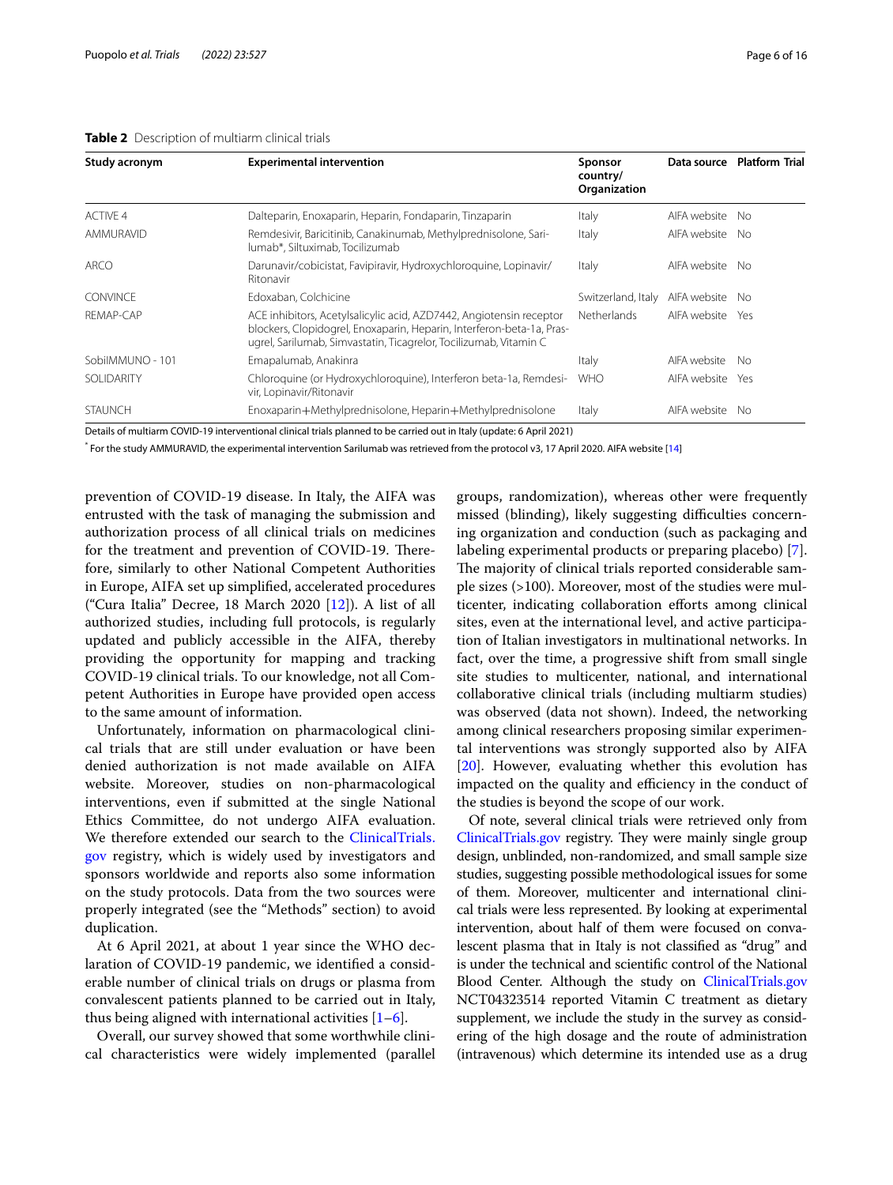**Table 2** Description of multiarm clinical trials

| Study acronym | Experimental intervention | Sponsor country/ Organization | Data source | Platform Trial |
|---|---|---|---|---|
| ACTIVE 4 | Dalteparin, Enoxaparin, Heparin, Fondaparin, Tinzaparin | Italy | AIFA website | No |
| AMMURAVID | Remdesivir, Baricitinib, Canakinumab, Methylprednisolone, Sarilumab*, Siltuximab, Tocilizumab | Italy | AIFA website | No |
| ARCO | Darunavir/cobicistat, Favipiravir, Hydroxychloroquine, Lopinavir/Ritonavir | Italy | AIFA website | No |
| CONVINCE | Edoxaban, Colchicine | Switzerland, Italy | AIFA website | No |
| REMAP-CAP | ACE inhibitors, Acetylsalicylic acid, AZD7442, Angiotensin receptor blockers, Clopidogrel, Enoxaparin, Heparin, Interferon-beta-1a, Prasugrel, Sarilumab, Simvastatin, Ticagrelor, Tocilizumab, Vitamin C | Netherlands | AIFA website | Yes |
| SobiIMMUNO - 101 | Emapalumab, Anakinra | Italy | AIFA website | No |
| SOLIDARITY | Chloroquine (or Hydroxychloroquine), Interferon beta-1a, Remdesivir, Lopinavir/Ritonavir | WHO | AIFA website | Yes |
| STAUNCH | Enoxaparin+Methylprednisolone, Heparin+Methylprednisolone | Italy | AIFA website | No |

Details of multiarm COVID-19 interventional clinical trials planned to be carried out in Italy (update: 6 April 2021)

* For the study AMMURAVID, the experimental intervention Sarilumab was retrieved from the protocol v3, 17 April 2020. AIFA website [14]

prevention of COVID-19 disease. In Italy, the AIFA was entrusted with the task of managing the submission and authorization process of all clinical trials on medicines for the treatment and prevention of COVID-19. Therefore, similarly to other National Competent Authorities in Europe, AIFA set up simplified, accelerated procedures ("Cura Italia" Decree, 18 March 2020 [12]). A list of all authorized studies, including full protocols, is regularly updated and publicly accessible in the AIFA, thereby providing the opportunity for mapping and tracking COVID-19 clinical trials. To our knowledge, not all Competent Authorities in Europe have provided open access to the same amount of information.

Unfortunately, information on pharmacological clinical trials that are still under evaluation or have been denied authorization is not made available on AIFA website. Moreover, studies on non-pharmacological interventions, even if submitted at the single National Ethics Committee, do not undergo AIFA evaluation. We therefore extended our search to the ClinicalTrials.gov registry, which is widely used by investigators and sponsors worldwide and reports also some information on the study protocols. Data from the two sources were properly integrated (see the "Methods" section) to avoid duplication.

At 6 April 2021, at about 1 year since the WHO declaration of COVID-19 pandemic, we identified a considerable number of clinical trials on drugs or plasma from convalescent patients planned to be carried out in Italy, thus being aligned with international activities [1–6].

Overall, our survey showed that some worthwhile clinical characteristics were widely implemented (parallel groups, randomization), whereas other were frequently missed (blinding), likely suggesting difficulties concerning organization and conduction (such as packaging and labeling experimental products or preparing placebo) [7]. The majority of clinical trials reported considerable sample sizes (>100). Moreover, most of the studies were multicenter, indicating collaboration efforts among clinical sites, even at the international level, and active participation of Italian investigators in multinational networks. In fact, over the time, a progressive shift from small single site studies to multicenter, national, and international collaborative clinical trials (including multiarm studies) was observed (data not shown). Indeed, the networking among clinical researchers proposing similar experimental interventions was strongly supported also by AIFA [20]. However, evaluating whether this evolution has impacted on the quality and efficiency in the conduct of the studies is beyond the scope of our work.

Of note, several clinical trials were retrieved only from ClinicalTrials.gov registry. They were mainly single group design, unblinded, non-randomized, and small sample size studies, suggesting possible methodological issues for some of them. Moreover, multicenter and international clinical trials were less represented. By looking at experimental intervention, about half of them were focused on convalescent plasma that in Italy is not classified as "drug" and is under the technical and scientific control of the National Blood Center. Although the study on ClinicalTrials.gov NCT04323514 reported Vitamin C treatment as dietary supplement, we include the study in the survey as considering of the high dosage and the route of administration (intravenous) which determine its intended use as a drug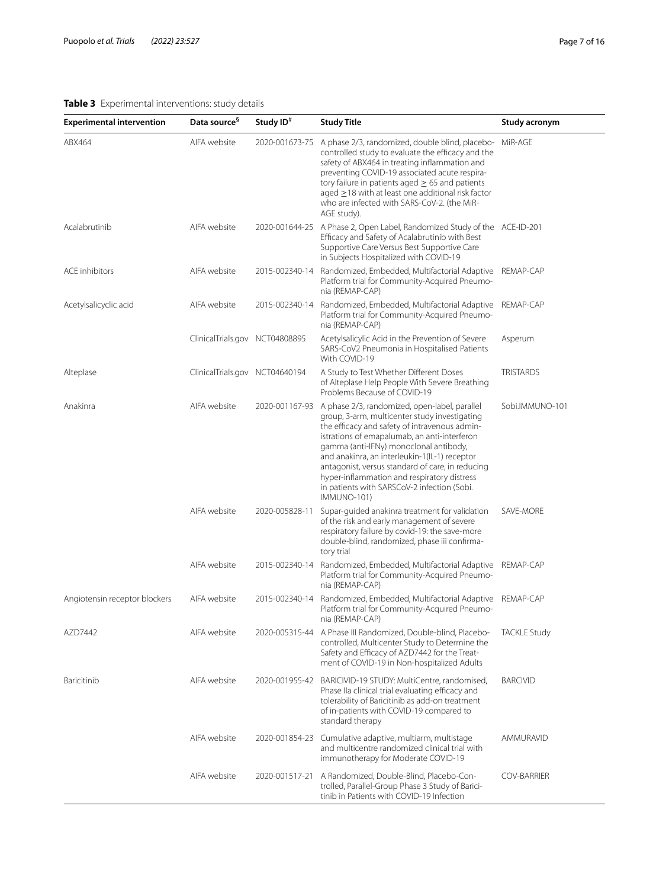**Table 3** Experimental interventions: study details

| Experimental intervention | Data source[§] | Study ID[#] | Study Title | Study acronym |
|---|---|---|---|---|
| ABX464 | AIFA website | 2020-001673-75 | A phase 2/3, randomized, double blind, placebo-controlled study to evaluate the efficacy and the safety of ABX464 in treating inflammation and preventing COVID-19 associated acute respiratory failure in patients aged ≥ 65 and patients aged ≥18 with at least one additional risk factor who are infected with SARS-CoV-2. (the MiR-AGE study). | MiR-AGE |
| Acalabrutinib | AIFA website | 2020-001644-25 | A Phase 2, Open Label, Randomized Study of the Efficacy and Safety of Acalabrutinib with Best Supportive Care Versus Best Supportive Care in Subjects Hospitalized with COVID-19 | ACE-ID-201 |
| ACE inhibitors | AIFA website | 2015-002340-14 | Randomized, Embedded, Multifactorial Adaptive Platform trial for Community-Acquired Pneumonia (REMAP-CAP) | REMAP-CAP |
| Acetylsalicyclic acid | AIFA website | 2015-002340-14 | Randomized, Embedded, Multifactorial Adaptive Platform trial for Community-Acquired Pneumonia (REMAP-CAP) | REMAP-CAP |
| | ClinicalTrials.gov | NCT04808895 | Acetylsalicylic Acid in the Prevention of Severe SARS-CoV2 Pneumonia in Hospitalised Patients With COVID-19 | Asperum |
| Alteplase | ClinicalTrials.gov | NCT04640194 | A Study to Test Whether Different Doses of Alteplase Help People With Severe Breathing Problems Because of COVID-19 | TRISTARDS |
| Anakinra | AIFA website | 2020-001167-93 | A phase 2/3, randomized, open-label, parallel group, 3-arm, multicenter study investigating the efficacy and safety of intravenous administrations of emapalumab, an anti-interferon gamma (anti-IFNγ) monoclonal antibody, and anakinra, an interleukin-1(IL-1) receptor antagonist, versus standard of care, in reducing hyper-inflammation and respiratory distress in patients with SARSCoV-2 infection (Sobi. IMMUNO-101) | Sobi.IMMUNO-101 |
| | AIFA website | 2020-005828-11 | Supar-guided anakinra treatment for validation of the risk and early management of severe respiratory failure by covid-19: the save-more double-blind, randomized, phase iii confirmatory trial | SAVE-MORE |
| | AIFA website | 2015-002340-14 | Randomized, Embedded, Multifactorial Adaptive Platform trial for Community-Acquired Pneumonia (REMAP-CAP) | REMAP-CAP |
| Angiotensin receptor blockers | AIFA website | 2015-002340-14 | Randomized, Embedded, Multifactorial Adaptive Platform trial for Community-Acquired Pneumonia (REMAP-CAP) | REMAP-CAP |
| AZD7442 | AIFA website | 2020-005315-44 | A Phase III Randomized, Double-blind, Placebo-controlled, Multicenter Study to Determine the Safety and Efficacy of AZD7442 for the Treatment of COVID-19 in Non-hospitalized Adults | TACKLE Study |
| Baricitinib | AIFA website | 2020-001955-42 | BARICIVID-19 STUDY: MultiCentre, randomised, Phase IIa clinical trial evaluating efficacy and tolerability of Baricitinib as add-on treatment of in-patients with COVID-19 compared to standard therapy | BARCIVID |
| | AIFA website | 2020-001854-23 | Cumulative adaptive, multiarm, multistage and multicentre randomized clinical trial with immunotherapy for Moderate COVID-19 | AMMURAVID |
| | AIFA website | 2020-001517-21 | A Randomized, Double-Blind, Placebo-Controlled, Parallel-Group Phase 3 Study of Baricitinib in Patients with COVID-19 Infection | COV-BARRIER |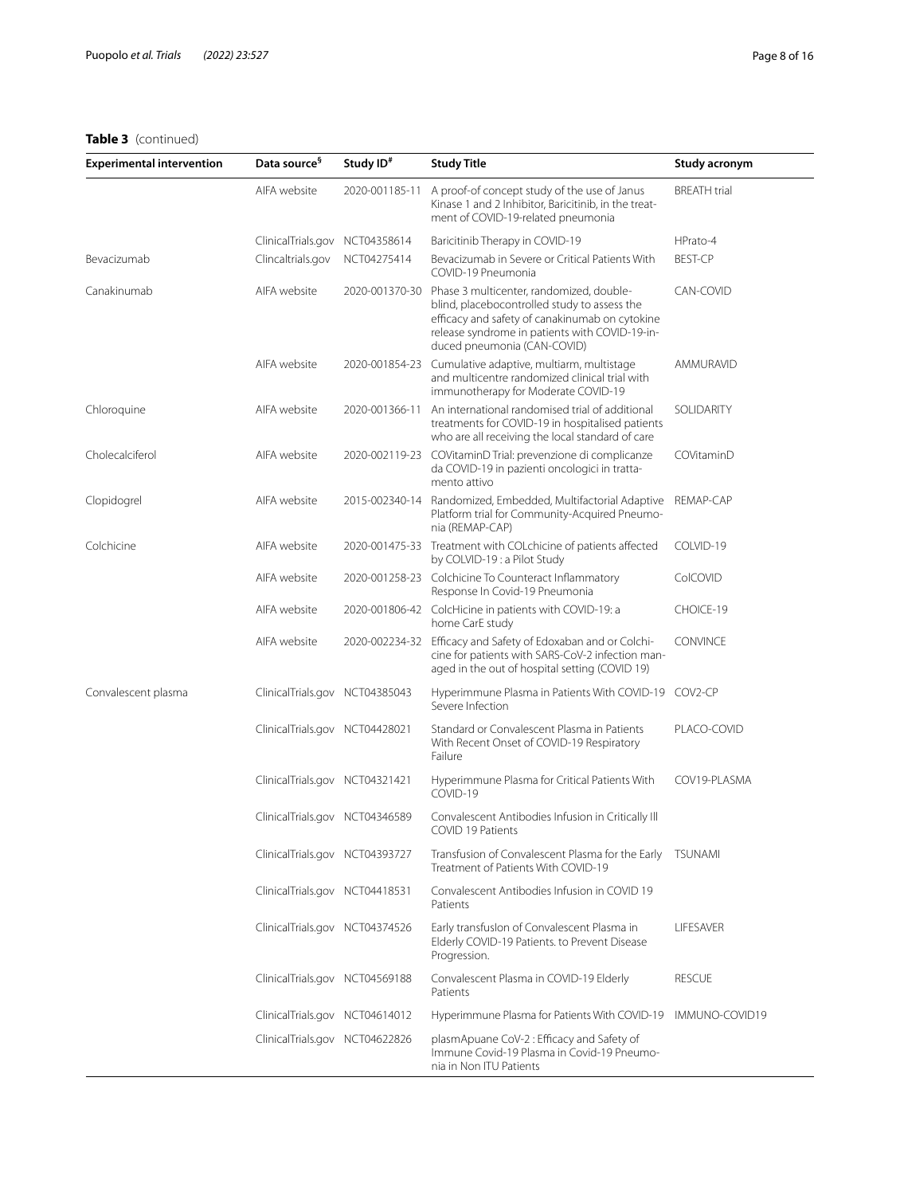**Table 3** (continued)

| Experimental intervention | Data source[§] | Study ID[#] | Study Title | Study acronym |
|---|---|---|---|---|
| | AIFA website | 2020-001185-11 | A proof-of concept study of the use of Janus Kinase 1 and 2 Inhibitor, Baricitinib, in the treatment of COVID-19-related pneumonia | BREATH trial |
| | ClinicalTrials.gov | NCT04358614 | Baricitinib Therapy in COVID-19 | HPrato-4 |
| Bevacizumab | Clincaltrials.gov | NCT04275414 | Bevacizumab in Severe or Critical Patients With COVID-19 Pneumonia | BEST-CP |
| Canakinumab | AIFA website | 2020-001370-30 | Phase 3 multicenter, randomized, double-blind, placebocontrolled study to assess the efficacy and safety of canakinumab on cytokine release syndrome in patients with COVID-19-induced pneumonia (CAN-COVID) | CAN-COVID |
| | AIFA website | 2020-001854-23 | Cumulative adaptive, multiarm, multistage and multicentre randomized clinical trial with immunotherapy for Moderate COVID-19 | AMMURAVID |
| Chloroquine | AIFA website | 2020-001366-11 | An international randomised trial of additional treatments for COVID-19 in hospitalised patients who are all receiving the local standard of care | SOLIDARITY |
| Cholecalciferol | AIFA website | 2020-002119-23 | COVitaminD Trial: prevenzione di complicanze da COVID-19 in pazienti oncologici in trattamento attivo | COVitaminD |
| Clopidogrel | AIFA website | 2015-002340-14 | Randomized, Embedded, Multifactorial Adaptive Platform trial for Community-Acquired Pneumonia (REMAP-CAP) | REMAP-CAP |
| Colchicine | AIFA website | 2020-001475-33 | Treatment with COLchicine of patients affected by COLVID-19 : a Pilot Study | COLVID-19 |
| | AIFA website | 2020-001258-23 | Colchicine To Counteract Inflammatory Response In Covid-19 Pneumonia | ColCOVID |
| | AIFA website | 2020-001806-42 | ColcHicine in patients with COVID-19: a home CarE study | CHOICE-19 |
| | AIFA website | 2020-002234-32 | Efficacy and Safety of Edoxaban and or Colchicine for patients with SARS-CoV-2 infection managed in the out of hospital setting (COVID 19) | CONVINCE |
| Convalescent plasma | ClinicalTrials.gov | NCT04385043 | Hyperimmune Plasma in Patients With COVID-19 Severe Infection | COV2-CP |
| | ClinicalTrials.gov | NCT04428021 | Standard or Convalescent Plasma in Patients With Recent Onset of COVID-19 Respiratory Failure | PLACO-COVID |
| | ClinicalTrials.gov | NCT04321421 | Hyperimmune Plasma for Critical Patients With COVID-19 | COV19-PLASMA |
| | ClinicalTrials.gov | NCT04346589 | Convalescent Antibodies Infusion in Critically Ill COVID 19 Patients | |
| | ClinicalTrials.gov | NCT04393727 | Transfusion of Convalescent Plasma for the Early Treatment of Patients With COVID-19 | TSUNAMI |
| | ClinicalTrials.gov | NCT04418531 | Convalescent Antibodies Infusion in COVID 19 Patients | |
| | ClinicalTrials.gov | NCT04374526 | Early transfusIon of Convalescent Plasma in Elderly COVID-19 Patients. to Prevent Disease Progression. | LIFESAVER |
| | ClinicalTrials.gov | NCT04569188 | Convalescent Plasma in COVID-19 Elderly Patients | RESCUE |
| | ClinicalTrials.gov | NCT04614012 | Hyperimmune Plasma for Patients With COVID-19 | IMMUNO-COVID19 |
| | ClinicalTrials.gov | NCT04622826 | plasmApuane CoV-2 : Efficacy and Safety of Immune Covid-19 Plasma in Covid-19 Pneumonia in Non ITU Patients | |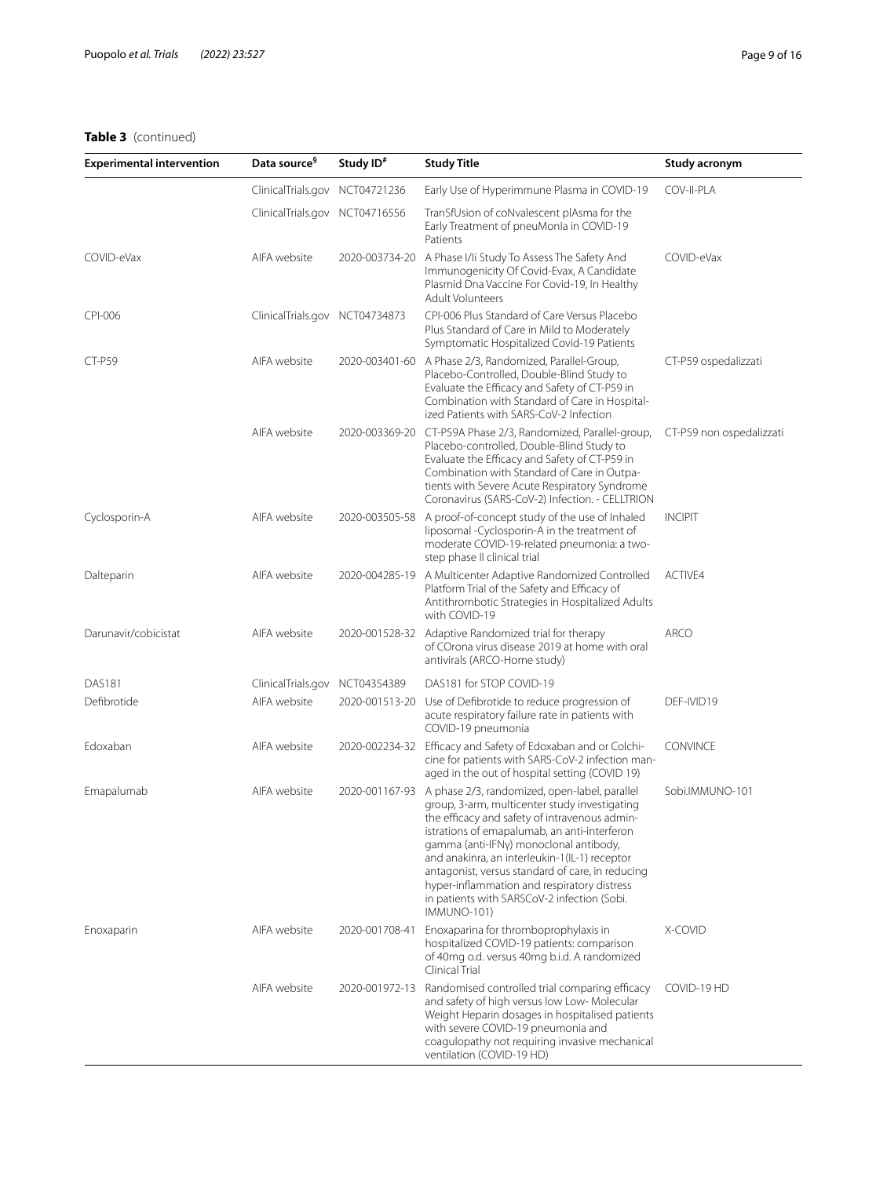**Table 3** (continued)

| Experimental intervention | Data source[§] | Study ID[#] | Study Title | Study acronym |
|---|---|---|---|---|
| | ClinicalTrials.gov | NCT04721236 | Early Use of Hyperimmune Plasma in COVID-19 | COV-II-PLA |
| | ClinicalTrials.gov | NCT04716556 | TranSfUsion of coNvalescent plAsma for the Early Treatment of pneuMonIa in COVID-19 Patients | |
| COVID-eVax | AIFA website | 2020-003734-20 | A Phase I/Ii Study To Assess The Safety And Immunogenicity Of Covid-Evax, A Candidate Plasmid Dna Vaccine For Covid-19, In Healthy Adult Volunteers | COVID-eVax |
| CPI-006 | ClinicalTrials.gov | NCT04734873 | CPI-006 Plus Standard of Care Versus Placebo Plus Standard of Care in Mild to Moderately Symptomatic Hospitalized Covid-19 Patients | |
| CT-P59 | AIFA website | 2020-003401-60 | A Phase 2/3, Randomized, Parallel-Group, Placebo-Controlled, Double-Blind Study to Evaluate the Efficacy and Safety of CT-P59 in Combination with Standard of Care in Hospitalized Patients with SARS-CoV-2 Infection | CT-P59 ospedalizzati |
| | AIFA website | 2020-003369-20 | CT-P59A Phase 2/3, Randomized, Parallel-group, Placebo-controlled, Double-Blind Study to Evaluate the Efficacy and Safety of CT-P59 in Combination with Standard of Care in Outpatients with Severe Acute Respiratory Syndrome Coronavirus (SARS-CoV-2) Infection. - CELLTRION | CT-P59 non ospedalizzati |
| Cyclosporin-A | AIFA website | 2020-003505-58 | A proof-of-concept study of the use of Inhaled liposomal -Cyclosporin-A in the treatment of moderate COVID-19-related pneumonia: a two-step phase II clinical trial | INCIPIT |
| Dalteparin | AIFA website | 2020-004285-19 | A Multicenter Adaptive Randomized Controlled Platform Trial of the Safety and Efficacy of Antithrombotic Strategies in Hospitalized Adults with COVID-19 | ACTIVE4 |
| Darunavir/cobicistat | AIFA website | 2020-001528-32 | Adaptive Randomized trial for therapy of COrona virus disease 2019 at home with oral antivirals (ARCO-Home study) | ARCO |
| DAS181 | ClinicalTrials.gov | NCT04354389 | DAS181 for STOP COVID-19 | |
| Defibrotide | AIFA website | 2020-001513-20 | Use of Defibrotide to reduce progression of acute respiratory failure rate in patients with COVID-19 pneumonia | DEF-IVID19 |
| Edoxaban | AIFA website | 2020-002234-32 | Efficacy and Safety of Edoxaban and or Colchicine for patients with SARS-CoV-2 infection managed in the out of hospital setting (COVID 19) | CONVINCE |
| Emapalumab | AIFA website | 2020-001167-93 | A phase 2/3, randomized, open-label, parallel group, 3-arm, multicenter study investigating the efficacy and safety of intravenous administrations of emapalumab, an anti-interferon gamma (anti-IFNγ) monoclonal antibody, and anakinra, an interleukin-1(IL-1) receptor antagonist, versus standard of care, in reducing hyper-inflammation and respiratory distress in patients with SARSCoV-2 infection (Sobi. IMMUNO-101) | Sobi.IMMUNO-101 |
| Enoxaparin | AIFA website | 2020-001708-41 | Enoxaparina for thromboprophylaxis in hospitalized COVID-19 patients: comparison of 40mg o.d. versus 40mg b.i.d. A randomized Clinical Trial | X-COVID |
| | AIFA website | 2020-001972-13 | Randomised controlled trial comparing efficacy and safety of high versus low Low- Molecular Weight Heparin dosages in hospitalised patients with severe COVID-19 pneumonia and coagulopathy not requiring invasive mechanical ventilation (COVID-19 HD) | COVID-19 HD |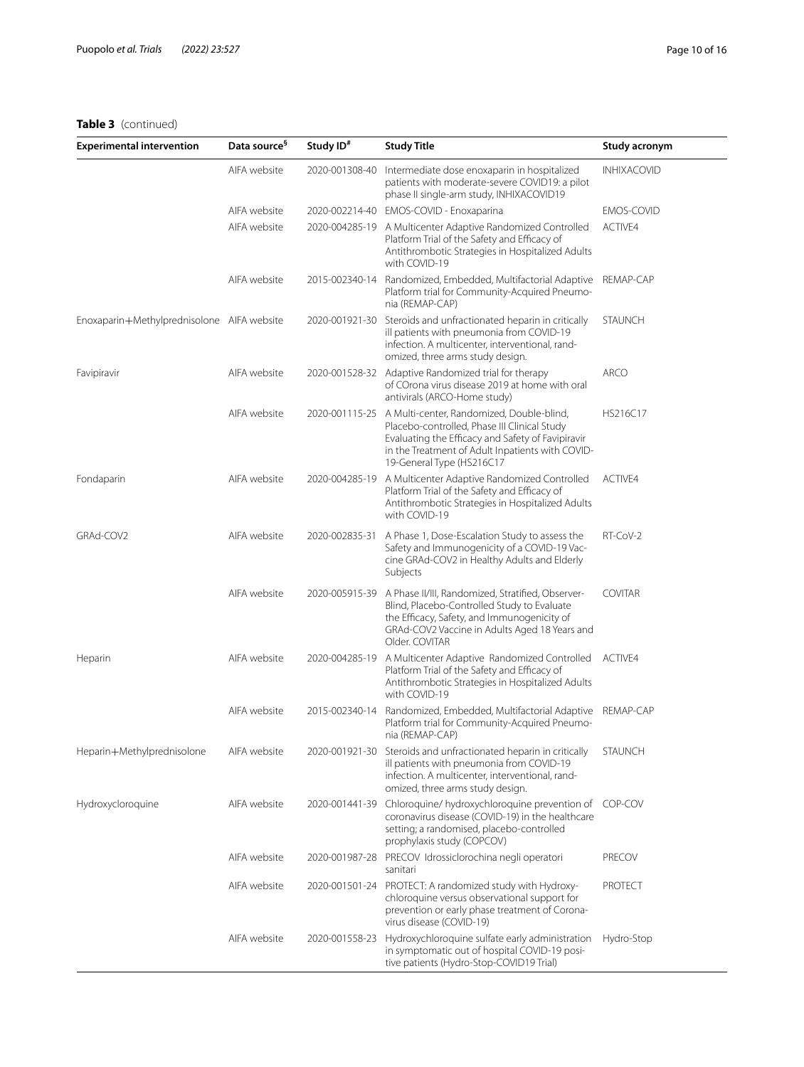**Table 3** (continued)

| Experimental intervention | Data source[§] | Study ID[#] | Study Title | Study acronym |
|---|---|---|---|---|
| | AIFA website | 2020-001308-40 | Intermediate dose enoxaparin in hospitalized patients with moderate-severe COVID19: a pilot phase II single-arm study, INHIXACOVID19 | INHIXACOVID |
| | AIFA website | 2020-002214-40 | EMOS-COVID - Enoxaparina | EMOS-COVID |
| | AIFA website | 2020-004285-19 | A Multicenter Adaptive Randomized Controlled Platform Trial of the Safety and Efficacy of Antithrombotic Strategies in Hospitalized Adults with COVID-19 | ACTIVE4 |
| | AIFA website | 2015-002340-14 | Randomized, Embedded, Multifactorial Adaptive Platform trial for Community-Acquired Pneumonia (REMAP-CAP) | REMAP-CAP |
| Enoxaparin+Methylprednisolone | AIFA website | 2020-001921-30 | Steroids and unfractionated heparin in critically ill patients with pneumonia from COVID-19 infection. A multicenter, interventional, randomized, three arms study design. | STAUNCH |
| Favipiravir | AIFA website | 2020-001528-32 | Adaptive Randomized trial for therapy of COrona virus disease 2019 at home with oral antivirals (ARCO-Home study) | ARCO |
| | AIFA website | 2020-001115-25 | A Multi-center, Randomized, Double-blind, Placebo-controlled, Phase III Clinical Study Evaluating the Efficacy and Safety of Favipiravir in the Treatment of Adult Inpatients with COVID-19-General Type (HS216C17 | HS216C17 |
| Fondaparin | AIFA website | 2020-004285-19 | A Multicenter Adaptive Randomized Controlled Platform Trial of the Safety and Efficacy of Antithrombotic Strategies in Hospitalized Adults with COVID-19 | ACTIVE4 |
| GRAd-COV2 | AIFA website | 2020-002835-31 | A Phase 1, Dose-Escalation Study to assess the Safety and Immunogenicity of a COVID-19 Vaccine GRAd-COV2 in Healthy Adults and Elderly Subjects | RT-CoV-2 |
| | AIFA website | 2020-005915-39 | A Phase II/III, Randomized, Stratified, Observer-Blind, Placebo-Controlled Study to Evaluate the Efficacy, Safety, and Immunogenicity of GRAd-COV2 Vaccine in Adults Aged 18 Years and Older. COVITAR | COVITAR |
| Heparin | AIFA website | 2020-004285-19 | A Multicenter Adaptive Randomized Controlled Platform Trial of the Safety and Efficacy of Antithrombotic Strategies in Hospitalized Adults with COVID-19 | ACTIVE4 |
| | AIFA website | 2015-002340-14 | Randomized, Embedded, Multifactorial Adaptive Platform trial for Community-Acquired Pneumonia (REMAP-CAP) | REMAP-CAP |
| Heparin+Methylprednisolone | AIFA website | 2020-001921-30 | Steroids and unfractionated heparin in critically ill patients with pneumonia from COVID-19 infection. A multicenter, interventional, randomized, three arms study design. | STAUNCH |
| Hydroxycloroquine | AIFA website | 2020-001441-39 | Chloroquine/ hydroxychloroquine prevention of coronavirus disease (COVID-19) in the healthcare setting; a randomised, placebo-controlled prophylaxis study (COPCOV) | COP-COV |
| | AIFA website | 2020-001987-28 | PRECOV Idrossiclorochina negli operatori sanitari | PRECOV |
| | AIFA website | 2020-001501-24 | PROTECT: A randomized study with Hydroxychloroquine versus observational support for prevention or early phase treatment of Coronavirus disease (COVID-19) | PROTECT |
| | AIFA website | 2020-001558-23 | Hydroxychloroquine sulfate early administration in symptomatic out of hospital COVID-19 positive patients (Hydro-Stop-COVID19 Trial) | Hydro-Stop |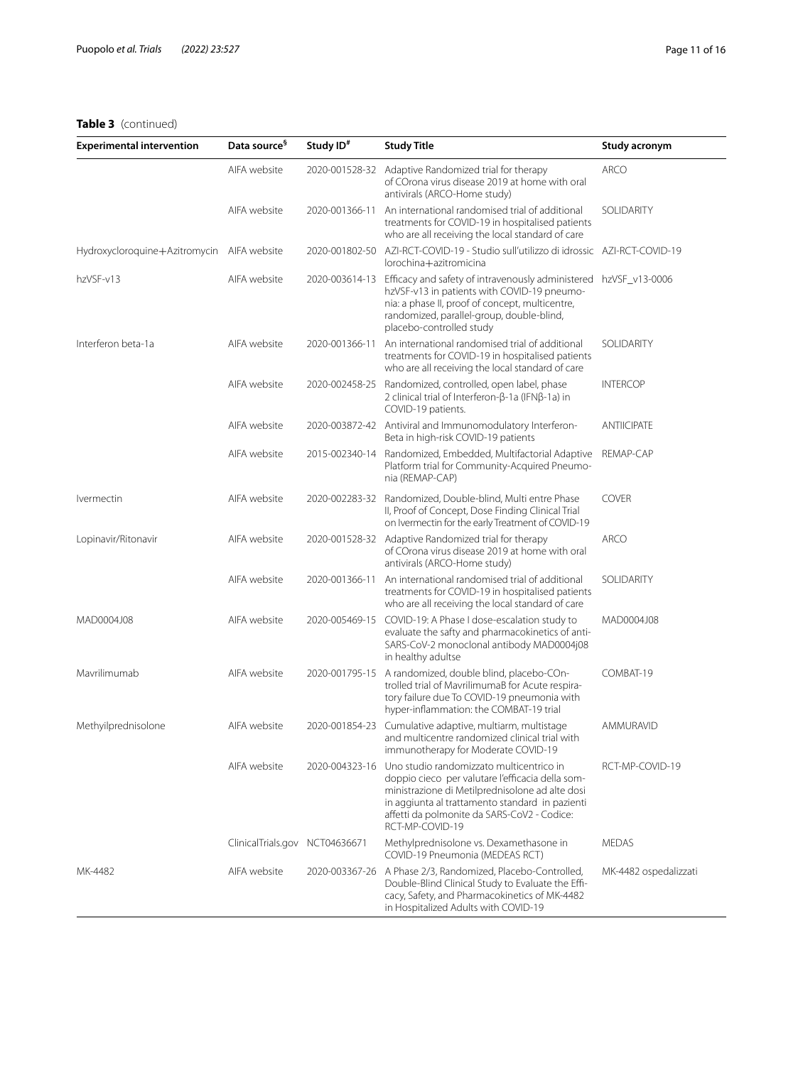**Table 3** (continued)

| Experimental intervention | Data source[§] | Study ID[#] | Study Title | Study acronym |
|---|---|---|---|---|
| | AIFA website | 2020-001528-32 | Adaptive Randomized trial for therapy of COrona virus disease 2019 at home with oral antivirals (ARCO-Home study) | ARCO |
| | AIFA website | 2020-001366-11 | An international randomised trial of additional treatments for COVID-19 in hospitalised patients who are all receiving the local standard of care | SOLIDARITY |
| Hydroxycloroquine+Azitromycin | AIFA website | 2020-001802-50 | AZI-RCT-COVID-19 - Studio sull'utilizzo di idrossiclorochina+azitromicina | AZI-RCT-COVID-19 |
| hzVSF-v13 | AIFA website | 2020-003614-13 | Efficacy and safety of intravenously administered hzVSF-v13 in patients with COVID-19 pneumonia: a phase II, proof of concept, multicentre, randomized, parallel-group, double-blind, placebo-controlled study | hzVSF_v13-0006 |
| Interferon beta-1a | AIFA website | 2020-001366-11 | An international randomised trial of additional treatments for COVID-19 in hospitalised patients who are all receiving the local standard of care | SOLIDARITY |
| | AIFA website | 2020-002458-25 | Randomized, controlled, open label, phase 2 clinical trial of Interferon-β-1a (IFNβ-1a) in COVID-19 patients. | INTERCOP |
| | AIFA website | 2020-003872-42 | Antiviral and Immunomodulatory Interferon-Beta in high-risk COVID-19 patients | ANTIICIPATE |
| | AIFA website | 2015-002340-14 | Randomized, Embedded, Multifactorial Adaptive Platform trial for Community-Acquired Pneumonia (REMAP-CAP) | REMAP-CAP |
| Ivermectin | AIFA website | 2020-002283-32 | Randomized, Double-blind, Multi entre Phase II, Proof of Concept, Dose Finding Clinical Trial on Ivermectin for the early Treatment of COVID-19 | COVER |
| Lopinavir/Ritonavir | AIFA website | 2020-001528-32 | Adaptive Randomized trial for therapy of COrona virus disease 2019 at home with oral antivirals (ARCO-Home study) | ARCO |
| | AIFA website | 2020-001366-11 | An international randomised trial of additional treatments for COVID-19 in hospitalised patients who are all receiving the local standard of care | SOLIDARITY |
| MAD0004J08 | AIFA website | 2020-005469-15 | COVID-19: A Phase I dose-escalation study to evaluate the safty and pharmacokinetics of anti-SARS-CoV-2 monoclonal antibody MAD0004j08 in healthy adultse | MAD0004J08 |
| Mavrilimumab | AIFA website | 2020-001795-15 | A randomized, double blind, placebo-COntrolled trial of MavrilimumaB for Acute respiratory failure due To COVID-19 pneumonia with hyper-inflammation: the COMBAT-19 trial | COMBAT-19 |
| Methyilprednisolone | AIFA website | 2020-001854-23 | Cumulative adaptive, multiarm, multistage and multicentre randomized clinical trial with immunotherapy for Moderate COVID-19 | AMMURAVID |
| | AIFA website | 2020-004323-16 | Uno studio randomizzato multicentrico in doppio cieco per valutare l'efficacia della somministrazione di Metilprednisolone ad alte dosi in aggiunta al trattamento standard in pazienti affetti da polmonite da SARS-CoV2 - Codice: RCT-MP-COVID-19 | RCT-MP-COVID-19 |
| | ClinicalTrials.gov | NCT04636671 | Methylprednisolone vs. Dexamethasone in COVID-19 Pneumonia (MEDEAS RCT) | MEDAS |
| MK-4482 | AIFA website | 2020-003367-26 | A Phase 2/3, Randomized, Placebo-Controlled, Double-Blind Clinical Study to Evaluate the Efficacy, Safety, and Pharmacokinetics of MK-4482 in Hospitalized Adults with COVID-19 | MK-4482 ospedalizzati |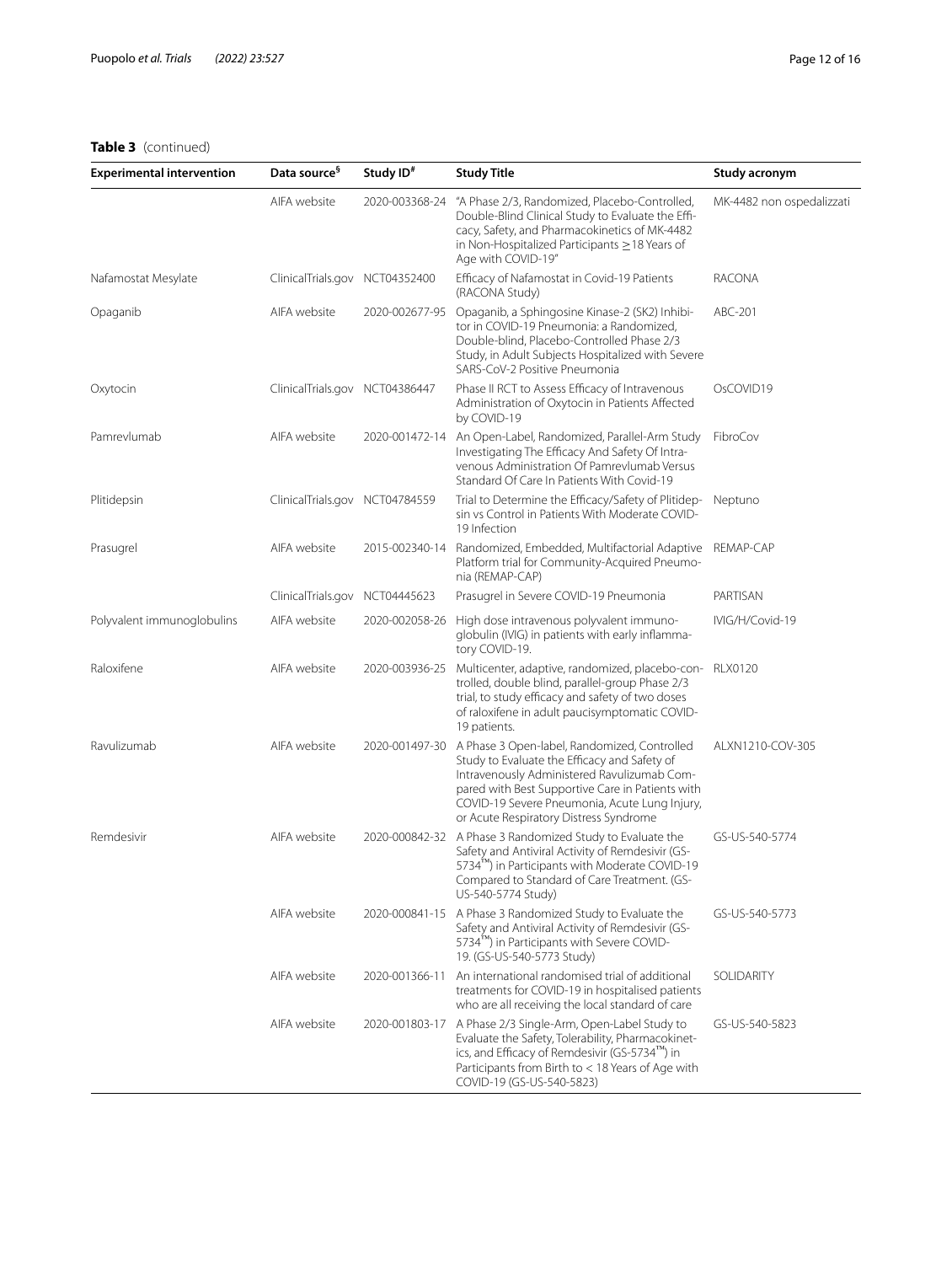**Table 3** (continued)

| Experimental intervention | Data source[§] | Study ID[#] | Study Title | Study acronym |
|---|---|---|---|---|
| | AIFA website | 2020-003368-24 | "A Phase 2/3, Randomized, Placebo-Controlled, Double-Blind Clinical Study to Evaluate the Efficacy, Safety, and Pharmacokinetics of MK-4482 in Non-Hospitalized Participants ≥18 Years of Age with COVID-19" | MK-4482 non ospedalizzati |
| Nafamostat Mesylate | ClinicalTrials.gov | NCT04352400 | Efficacy of Nafamostat in Covid-19 Patients (RACONA Study) | RACONA |
| Opaganib | AIFA website | 2020-002677-95 | Opaganib, a Sphingosine Kinase-2 (SK2) Inhibitor in COVID-19 Pneumonia: a Randomized, Double-blind, Placebo-Controlled Phase 2/3 Study, in Adult Subjects Hospitalized with Severe SARS-CoV-2 Positive Pneumonia | ABC-201 |
| Oxytocin | ClinicalTrials.gov | NCT04386447 | Phase II RCT to Assess Efficacy of Intravenous Administration of Oxytocin in Patients Affected by COVID-19 | OsCOVID19 |
| Pamrevlumab | AIFA website | 2020-001472-14 | An Open-Label, Randomized, Parallel-Arm Study Investigating The Efficacy And Safety Of Intravenous Administration Of Pamrevlumab Versus Standard Of Care In Patients With Covid-19 | FibroCov |
| Plitidepsin | ClinicalTrials.gov | NCT04784559 | Trial to Determine the Efficacy/Safety of Plitidepsin vs Control in Patients With Moderate COVID-19 Infection | Neptuno |
| Prasugrel | AIFA website | 2015-002340-14 | Randomized, Embedded, Multifactorial Adaptive Platform trial for Community-Acquired Pneumonia (REMAP-CAP) | REMAP-CAP |
| | ClinicalTrials.gov | NCT04445623 | Prasugrel in Severe COVID-19 Pneumonia | PARTISAN |
| Polyvalent immunoglobulins | AIFA website | 2020-002058-26 | High dose intravenous polyvalent immunoglobulin (IVIG) in patients with early inflammatory COVID-19. | IVIG/H/Covid-19 |
| Raloxifene | AIFA website | 2020-003936-25 | Multicenter, adaptive, randomized, placebo-controlled, double blind, parallel-group Phase 2/3 trial, to study efficacy and safety of two doses of raloxifene in adult paucisymptomatic COVID-19 patients. | RLX0120 |
| Ravulizumab | AIFA website | 2020-001497-30 | A Phase 3 Open-label, Randomized, Controlled Study to Evaluate the Efficacy and Safety of Intravenously Administered Ravulizumab Compared with Best Supportive Care in Patients with COVID-19 Severe Pneumonia, Acute Lung Injury, or Acute Respiratory Distress Syndrome | ALXN1210-COV-305 |
| Remdesivir | AIFA website | 2020-000842-32 | A Phase 3 Randomized Study to Evaluate the Safety and Antiviral Activity of Remdesivir (GS-5734™) in Participants with Moderate COVID-19 Compared to Standard of Care Treatment. (GS-US-540-5774 Study) | GS-US-540-5774 |
| | AIFA website | 2020-000841-15 | A Phase 3 Randomized Study to Evaluate the Safety and Antiviral Activity of Remdesivir (GS-5734™) in Participants with Severe COVID-19. (GS-US-540-5773 Study) | GS-US-540-5773 |
| | AIFA website | 2020-001366-11 | An international randomised trial of additional treatments for COVID-19 in hospitalised patients who are all receiving the local standard of care | SOLIDARITY |
| | AIFA website | 2020-001803-17 | A Phase 2/3 Single-Arm, Open-Label Study to Evaluate the Safety, Tolerability, Pharmacokinetics, and Efficacy of Remdesivir (GS-5734™) in Participants from Birth to < 18 Years of Age with COVID-19 (GS-US-540-5823) | GS-US-540-5823 |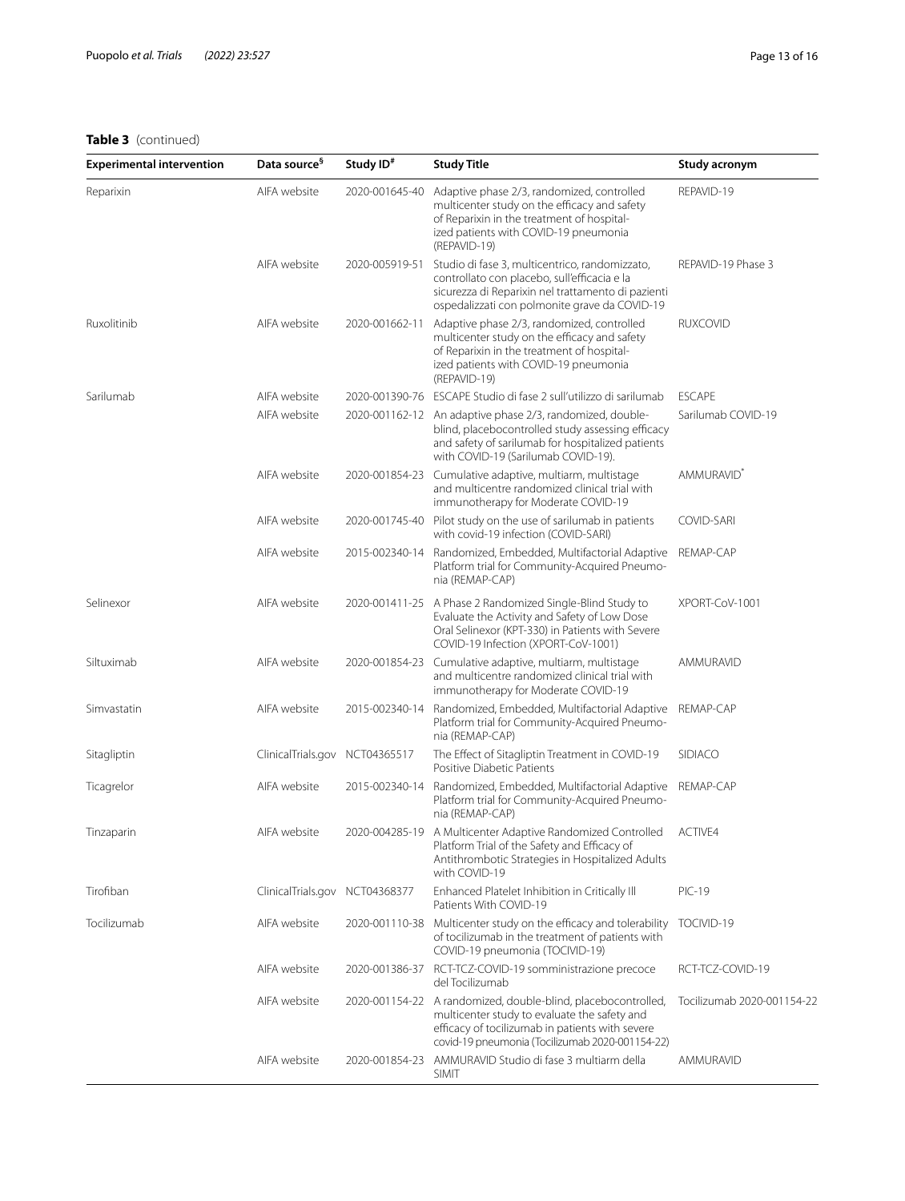**Table 3** (continued)

| Experimental intervention | Data source[§] | Study ID[#] | Study Title | Study acronym |
|---|---|---|---|---|
| Reparixin | AIFA website | 2020-001645-40 | Adaptive phase 2/3, randomized, controlled multicenter study on the efficacy and safety of Reparixin in the treatment of hospitalized patients with COVID-19 pneumonia (REPAVID-19) | REPAVID-19 |
| | AIFA website | 2020-005919-51 | Studio di fase 3, multicentrico, randomizzato, controllato con placebo, sull'efficacia e la sicurezza di Reparixin nel trattamento di pazienti ospedalizzati con polmonite grave da COVID-19 | REPAVID-19 Phase 3 |
| Ruxolitinib | AIFA website | 2020-001662-11 | Adaptive phase 2/3, randomized, controlled multicenter study on the efficacy and safety of Reparixin in the treatment of hospitalized patients with COVID-19 pneumonia (REPAVID-19) | RUXCOVID |
| Sarilumab | AIFA website | 2020-001390-76 | ESCAPE Studio di fase 2 sull'utilizzo di sarilumab | ESCAPE |
| | AIFA website | 2020-001162-12 | An adaptive phase 2/3, randomized, double-blind, placebocontrolled study assessing efficacy and safety of sarilumab for hospitalized patients with COVID-19 (Sarilumab COVID-19). | Sarilumab COVID-19 |
| | AIFA website | 2020-001854-23 | Cumulative adaptive, multiarm, multistage and multicentre randomized clinical trial with immunotherapy for Moderate COVID-19 | AMMURAVID[*] |
| | AIFA website | 2020-001745-40 | Pilot study on the use of sarilumab in patients with covid-19 infection (COVID-SARI) | COVID-SARI |
| | AIFA website | 2015-002340-14 | Randomized, Embedded, Multifactorial Adaptive Platform trial for Community-Acquired Pneumonia (REMAP-CAP) | REMAP-CAP |
| Selinexor | AIFA website | 2020-001411-25 | A Phase 2 Randomized Single-Blind Study to Evaluate the Activity and Safety of Low Dose Oral Selinexor (KPT-330) in Patients with Severe COVID-19 Infection (XPORT-CoV-1001) | XPORT-CoV-1001 |
| Siltuximab | AIFA website | 2020-001854-23 | Cumulative adaptive, multiarm, multistage and multicentre randomized clinical trial with immunotherapy for Moderate COVID-19 | AMMURAVID |
| Simvastatin | AIFA website | 2015-002340-14 | Randomized, Embedded, Multifactorial Adaptive Platform trial for Community-Acquired Pneumonia (REMAP-CAP) | REMAP-CAP |
| Sitagliptin | ClinicalTrials.gov | NCT04365517 | The Effect of Sitagliptin Treatment in COVID-19 Positive Diabetic Patients | SIDIACO |
| Ticagrelor | AIFA website | 2015-002340-14 | Randomized, Embedded, Multifactorial Adaptive Platform trial for Community-Acquired Pneumonia (REMAP-CAP) | REMAP-CAP |
| Tinzaparin | AIFA website | 2020-004285-19 | A Multicenter Adaptive Randomized Controlled Platform Trial of the Safety and Efficacy of Antithrombotic Strategies in Hospitalized Adults with COVID-19 | ACTIVE4 |
| Tirofiban | ClinicalTrials.gov | NCT04368377 | Enhanced Platelet Inhibition in Critically Ill Patients With COVID-19 | PIC-19 |
| Tocilizumab | AIFA website | 2020-001110-38 | Multicenter study on the efficacy and tolerability of tocilizumab in the treatment of patients with COVID-19 pneumonia (TOCIVID-19) | TOCIVID-19 |
| | AIFA website | 2020-001386-37 | RCT-TCZ-COVID-19 somministrazione precoce del Tocilizumab | RCT-TCZ-COVID-19 |
| | AIFA website | 2020-001154-22 | A randomized, double-blind, placebocontrolled, multicenter study to evaluate the safety and efficacy of tocilizumab in patients with severe covid-19 pneumonia (Tocilizumab 2020-001154-22) | Tocilizumab 2020-001154-22 |
| | AIFA website | 2020-001854-23 | AMMURAVID Studio di fase 3 multiarm della SIMIT | AMMURAVID |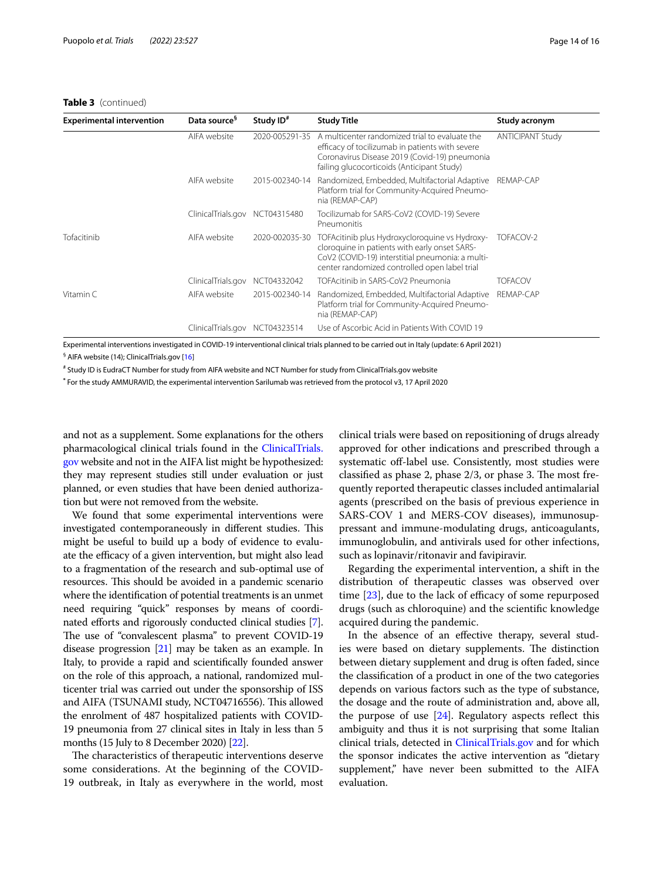**Table 3** (continued)

| Experimental intervention | Data source[§] | Study ID[#] | Study Title | Study acronym |
|---|---|---|---|---|
| | AIFA website | 2020-005291-35 | A multicenter randomized trial to evaluate the efficacy of tocilizumab in patients with severe Coronavirus Disease 2019 (Covid-19) pneumonia failing glucocorticoids (Anticipant Study) | ANTICIPANT Study |
| | AIFA website | 2015-002340-14 | Randomized, Embedded, Multifactorial Adaptive Platform trial for Community-Acquired Pneumonia (REMAP-CAP) | REMAP-CAP |
| | ClinicalTrials.gov | NCT04315480 | Tocilizumab for SARS-CoV2 (COVID-19) Severe Pneumonitis | |
| Tofacitinib | AIFA website | 2020-002035-30 | TOFAcitinib plus Hydroxycloroquine vs Hydroxycloroquine in patients with early onset SARS-CoV2 (COVID-19) interstitial pneumonia: a multicenter randomized controlled open label trial | TOFACOV-2 |
| | ClinicalTrials.gov | NCT04332042 | TOFAcitinib in SARS-CoV2 Pneumonia | TOFACOV |
| Vitamin C | AIFA website | 2015-002340-14 | Randomized, Embedded, Multifactorial Adaptive Platform trial for Community-Acquired Pneumonia (REMAP-CAP) | REMAP-CAP |
| | ClinicalTrials.gov | NCT04323514 | Use of Ascorbic Acid in Patients With COVID 19 | |

Experimental interventions investigated in COVID-19 interventional clinical trials planned to be carried out in Italy (update: 6 April 2021)

[§] AIFA website (14); ClinicalTrials.gov [16]

[#] Study ID is EudraCT Number for study from AIFA website and NCT Number for study from ClinicalTrials.gov website

[*] For the study AMMURAVID, the experimental intervention Sarilumab was retrieved from the protocol v3, 17 April 2020

and not as a supplement. Some explanations for the others pharmacological clinical trials found in the ClinicalTrials.gov website and not in the AIFA list might be hypothesized: they may represent studies still under evaluation or just planned, or even studies that have been denied authorization but were not removed from the website.

We found that some experimental interventions were investigated contemporaneously in different studies. This might be useful to build up a body of evidence to evaluate the efficacy of a given intervention, but might also lead to a fragmentation of the research and sub-optimal use of resources. This should be avoided in a pandemic scenario where the identification of potential treatments is an unmet need requiring "quick" responses by means of coordinated efforts and rigorously conducted clinical studies [7]. The use of "convalescent plasma" to prevent COVID-19 disease progression [21] may be taken as an example. In Italy, to provide a rapid and scientifically founded answer on the role of this approach, a national, randomized multicenter trial was carried out under the sponsorship of ISS and AIFA (TSUNAMI study, NCT04716556). This allowed the enrolment of 487 hospitalized patients with COVID-19 pneumonia from 27 clinical sites in Italy in less than 5 months (15 July to 8 December 2020) [22].

The characteristics of therapeutic interventions deserve some considerations. At the beginning of the COVID-19 outbreak, in Italy as everywhere in the world, most clinical trials were based on repositioning of drugs already approved for other indications and prescribed through a systematic off-label use. Consistently, most studies were classified as phase 2, phase 2/3, or phase 3. The most frequently reported therapeutic classes included antimalarial agents (prescribed on the basis of previous experience in SARS-COV 1 and MERS-COV diseases), immunosuppressant and immune-modulating drugs, anticoagulants, immunoglobulin, and antivirals used for other infections, such as lopinavir/ritonavir and favipiravir.

Regarding the experimental intervention, a shift in the distribution of therapeutic classes was observed over time [23], due to the lack of efficacy of some repurposed drugs (such as chloroquine) and the scientific knowledge acquired during the pandemic.

In the absence of an effective therapy, several studies were based on dietary supplements. The distinction between dietary supplement and drug is often faded, since the classification of a product in one of the two categories depends on various factors such as the type of substance, the dosage and the route of administration and, above all, the purpose of use [24]. Regulatory aspects reflect this ambiguity and thus it is not surprising that some Italian clinical trials, detected in ClinicalTrials.gov and for which the sponsor indicates the active intervention as "dietary supplement," have never been submitted to the AIFA evaluation.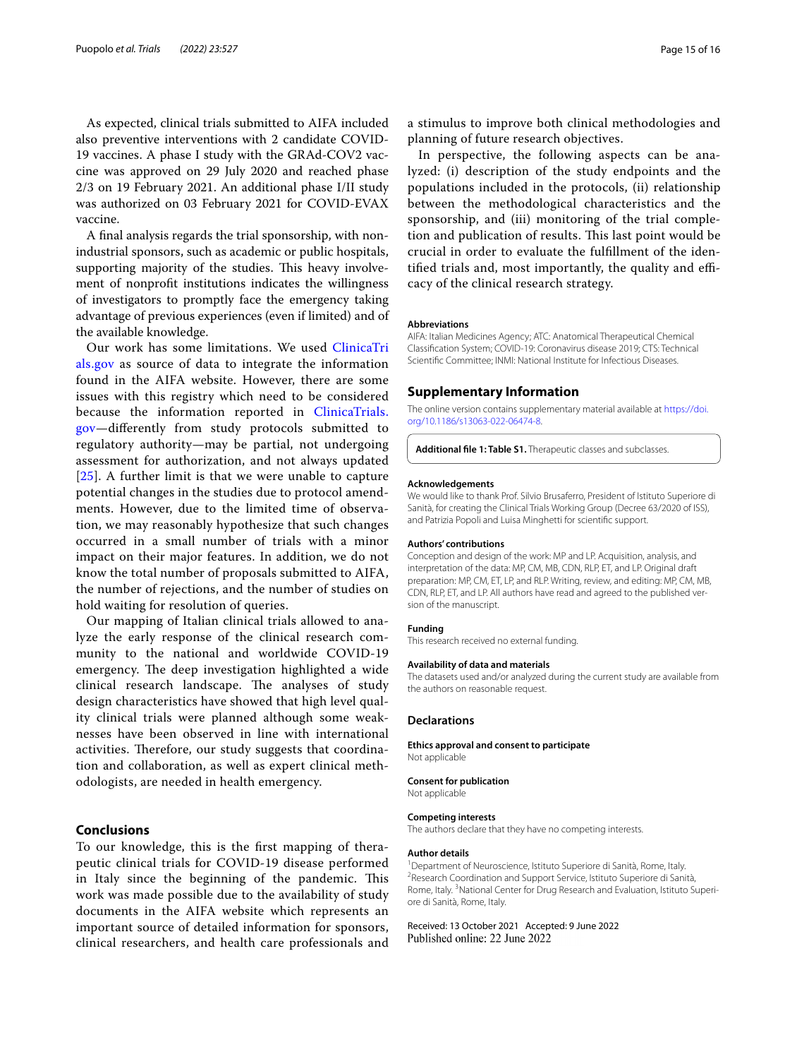As expected, clinical trials submitted to AIFA included also preventive interventions with 2 candidate COVID-19 vaccines. A phase I study with the GRAd-COV2 vaccine was approved on 29 July 2020 and reached phase 2/3 on 19 February 2021. An additional phase I/II study was authorized on 03 February 2021 for COVID-EVAX vaccine.

A final analysis regards the trial sponsorship, with non-industrial sponsors, such as academic or public hospitals, supporting majority of the studies. This heavy involvement of nonprofit institutions indicates the willingness of investigators to promptly face the emergency taking advantage of previous experiences (even if limited) and of the available knowledge.

Our work has some limitations. We used ClinicaTrials.gov as source of data to integrate the information found in the AIFA website. However, there are some issues with this registry which need to be considered because the information reported in ClinicaTrials.gov—differently from study protocols submitted to regulatory authority—may be partial, not undergoing assessment for authorization, and not always updated [25]. A further limit is that we were unable to capture potential changes in the studies due to protocol amendments. However, due to the limited time of observation, we may reasonably hypothesize that such changes occurred in a small number of trials with a minor impact on their major features. In addition, we do not know the total number of proposals submitted to AIFA, the number of rejections, and the number of studies on hold waiting for resolution of queries.

Our mapping of Italian clinical trials allowed to analyze the early response of the clinical research community to the national and worldwide COVID-19 emergency. The deep investigation highlighted a wide clinical research landscape. The analyses of study design characteristics have showed that high level quality clinical trials were planned although some weaknesses have been observed in line with international activities. Therefore, our study suggests that coordination and collaboration, as well as expert clinical methodologists, are needed in health emergency.

## Conclusions

To our knowledge, this is the first mapping of therapeutic clinical trials for COVID-19 disease performed in Italy since the beginning of the pandemic. This work was made possible due to the availability of study documents in the AIFA website which represents an important source of detailed information for sponsors, clinical researchers, and health care professionals and a stimulus to improve both clinical methodologies and planning of future research objectives.

In perspective, the following aspects can be analyzed: (i) description of the study endpoints and the populations included in the protocols, (ii) relationship between the methodological characteristics and the sponsorship, and (iii) monitoring of the trial completion and publication of results. This last point would be crucial in order to evaluate the fulfillment of the identified trials and, most importantly, the quality and efficacy of the clinical research strategy.

#### Abbreviations

AIFA: Italian Medicines Agency; ATC: Anatomical Therapeutical Chemical Classification System; COVID-19: Coronavirus disease 2019; CTS: Technical Scientific Committee; INMI: National Institute for Infectious Diseases.

## Supplementary Information

The online version contains supplementary material available at https://doi.org/10.1186/s13063-022-06474-8.

**Additional file 1: Table S1.** Therapeutic classes and subclasses.

#### Acknowledgements

We would like to thank Prof. Silvio Brusaferro, President of Istituto Superiore di Sanità, for creating the Clinical Trials Working Group (Decree 63/2020 of ISS), and Patrizia Popoli and Luisa Minghetti for scientific support.

#### Authors' contributions

Conception and design of the work: MP and LP. Acquisition, analysis, and interpretation of the data: MP, CM, MB, CDN, RLP, ET, and LP. Original draft preparation: MP, CM, ET, LP, and RLP. Writing, review, and editing: MP, CM, MB, CDN, RLP, ET, and LP. All authors have read and agreed to the published version of the manuscript.

#### Funding

This research received no external funding.

#### Availability of data and materials

The datasets used and/or analyzed during the current study are available from the authors on reasonable request.

## Declarations

#### Ethics approval and consent to participate

Not applicable

#### Consent for publication

Not applicable

#### Competing interests

The authors declare that they have no competing interests.

#### Author details

[1]Department of Neuroscience, Istituto Superiore di Sanità, Rome, Italy. [2]Research Coordination and Support Service, Istituto Superiore di Sanità, Rome, Italy. [3]National Center for Drug Research and Evaluation, Istituto Superiore di Sanità, Rome, Italy.

Received: 13 October 2021 Accepted: 9 June 2022
Published online: 22 June 2022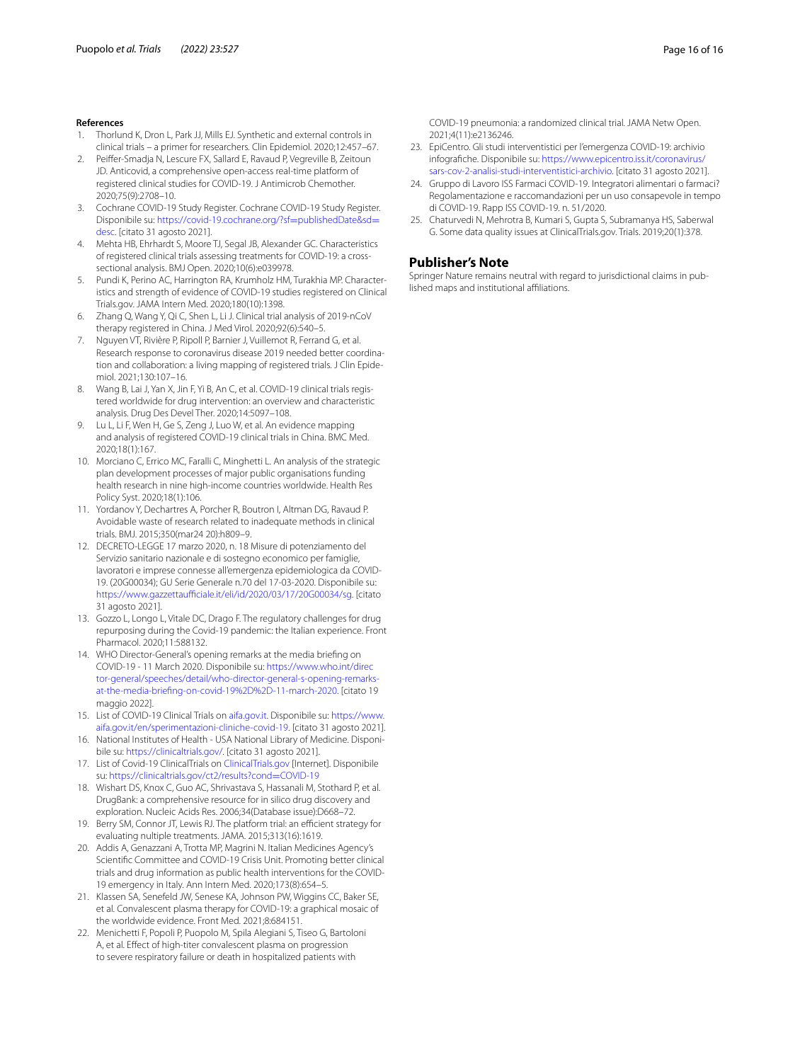### References

1. Thorlund K, Dron L, Park JJ, Mills EJ. Synthetic and external controls in clinical trials – a primer for researchers. Clin Epidemiol. 2020;12:457–67.
2. Peiffer-Smadja N, Lescure FX, Sallard E, Ravaud P, Vegreville B, Zeitoun JD. Anticovid, a comprehensive open-access real-time platform of registered clinical studies for COVID-19. J Antimicrob Chemother. 2020;75(9):2708–10.
3. Cochrane COVID-19 Study Register. Cochrane COVID-19 Study Register. Disponibile su: https://covid-19.cochrane.org/?sf=publishedDate&sd=desc. [citato 31 agosto 2021].
4. Mehta HB, Ehrhardt S, Moore TJ, Segal JB, Alexander GC. Characteristics of registered clinical trials assessing treatments for COVID-19: a cross-sectional analysis. BMJ Open. 2020;10(6):e039978.
5. Pundi K, Perino AC, Harrington RA, Krumholz HM, Turakhia MP. Characteristics and strength of evidence of COVID-19 studies registered on Clinical Trials.gov. JAMA Intern Med. 2020;180(10):1398.
6. Zhang Q, Wang Y, Qi C, Shen L, Li J. Clinical trial analysis of 2019-nCoV therapy registered in China. J Med Virol. 2020;92(6):540–5.
7. Nguyen VT, Rivière P, Ripoll P, Barnier J, Vuillemot R, Ferrand G, et al. Research response to coronavirus disease 2019 needed better coordination and collaboration: a living mapping of registered trials. J Clin Epidemiol. 2021;130:107–16.
8. Wang B, Lai J, Yan X, Jin F, Yi B, An C, et al. COVID-19 clinical trials registered worldwide for drug intervention: an overview and characteristic analysis. Drug Des Devel Ther. 2020;14:5097–108.
9. Lu L, Li F, Wen H, Ge S, Zeng J, Luo W, et al. An evidence mapping and analysis of registered COVID-19 clinical trials in China. BMC Med. 2020;18(1):167.
10. Morciano C, Errico MC, Faralli C, Minghetti L. An analysis of the strategic plan development processes of major public organisations funding health research in nine high-income countries worldwide. Health Res Policy Syst. 2020;18(1):106.
11. Yordanov Y, Dechartres A, Porcher R, Boutron I, Altman DG, Ravaud P. Avoidable waste of research related to inadequate methods in clinical trials. BMJ. 2015;350(mar24 20):h809–9.
12. DECRETO-LEGGE 17 marzo 2020, n. 18 Misure di potenziamento del Servizio sanitario nazionale e di sostegno economico per famiglie, lavoratori e imprese connesse all'emergenza epidemiologica da COVID-19. (20G00034); GU Serie Generale n.70 del 17-03-2020. Disponibile su: https://www.gazzettaufficiale.it/eli/id/2020/03/17/20G00034/sg. [citato 31 agosto 2021].
13. Gozzo L, Longo L, Vitale DC, Drago F. The regulatory challenges for drug repurposing during the Covid-19 pandemic: the Italian experience. Front Pharmacol. 2020;11:588132.
14. WHO Director-General's opening remarks at the media briefing on COVID-19 - 11 March 2020. Disponibile su: https://www.who.int/director-general/speeches/detail/who-director-general-s-opening-remarks-at-the-media-briefing-on-covid-19%2D%2D-11-march-2020. [citato 19 maggio 2022].
15. List of COVID-19 Clinical Trials on aifa.gov.it. Disponibile su: https://www.aifa.gov.it/en/sperimentazioni-cliniche-covid-19. [citato 31 agosto 2021].
16. National Institutes of Health - USA National Library of Medicine. Disponibile su: https://clinicaltrials.gov/. [citato 31 agosto 2021].
17. List of Covid-19 ClinicalTrials on ClinicalTrials.gov [Internet]. Disponibile su: https://clinicaltrials.gov/ct2/results?cond=COVID-19
18. Wishart DS, Knox C, Guo AC, Shrivastava S, Hassanali M, Stothard P, et al. DrugBank: a comprehensive resource for in silico drug discovery and exploration. Nucleic Acids Res. 2006;34(Database issue):D668–72.
19. Berry SM, Connor JT, Lewis RJ. The platform trial: an efficient strategy for evaluating multiple treatments. JAMA. 2015;313(16):1619.
20. Addis A, Genazzani A, Trotta MP, Magrini N. Italian Medicines Agency's Scientific Committee and COVID-19 Crisis Unit. Promoting better clinical trials and drug information as public health interventions for the COVID-19 emergency in Italy. Ann Intern Med. 2020;173(8):654–5.
21. Klassen SA, Senefeld JW, Senese KA, Johnson PW, Wiggins CC, Baker SE, et al. Convalescent plasma therapy for COVID-19: a graphical mosaic of the worldwide evidence. Front Med. 2021;8:684151.
22. Menichetti F, Popoli P, Puopolo M, Spila Alegiani S, Tiseo G, Bartoloni A, et al. Effect of high-titer convalescent plasma on progression to severe respiratory failure or death in hospitalized patients with COVID-19 pneumonia: a randomized clinical trial. JAMA Netw Open. 2021;4(11):e2136246.
23. EpiCentro. Gli studi interventistici per l'emergenza COVID-19: archivio infografiche. Disponibile su: https://www.epicentro.iss.it/coronavirus/sars-cov-2-analisi-studi-interventistici-archivio. [citato 31 agosto 2021].
24. Gruppo di Lavoro ISS Farmaci COVID-19. Integratori alimentari o farmaci? Regolamentazione e raccomandazioni per un uso consapevole in tempo di COVID-19. Rapp ISS COVID-19. n. 51/2020.
25. Chaturvedi N, Mehrotra B, Kumari S, Gupta S, Subramanya HS, Saberwal G. Some data quality issues at ClinicalTrials.gov. Trials. 2019;20(1):378.

## Publisher's Note

Springer Nature remains neutral with regard to jurisdictional claims in published maps and institutional affiliations.